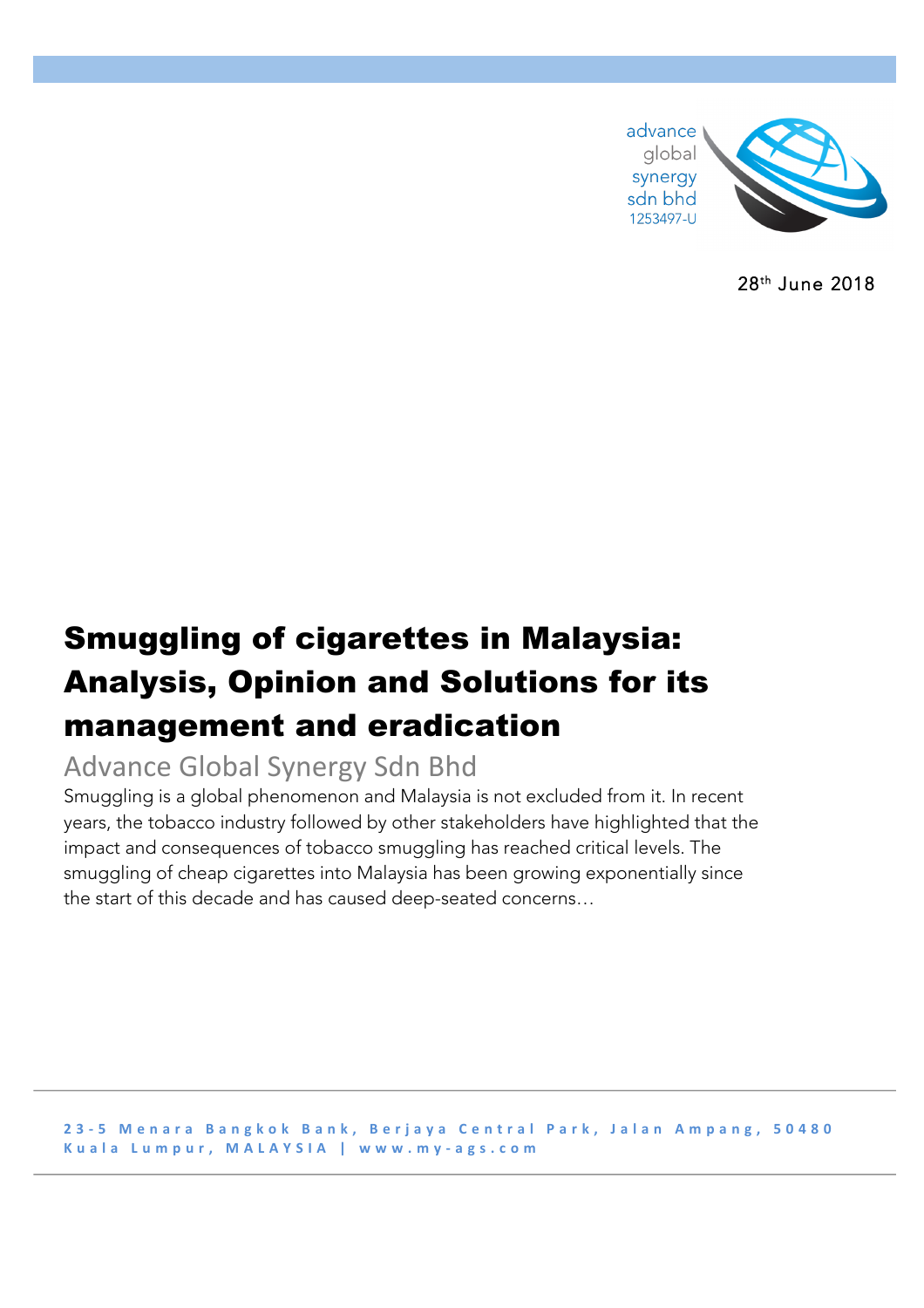advance global synergy sdn bhd
1253497-U

28th June 2018

# Smuggling of cigarettes in Malaysia: Analysis, Opinion and Solutions for its management and eradication

## Advance Global Synergy Sdn Bhd

Smuggling is a global phenomenon and Malaysia is not excluded from it. In recent years, the tobacco industry followed by other stakeholders have highlighted that the impact and consequences of tobacco smuggling has reached critical levels. The smuggling of cheap cigarettes into Malaysia has been growing exponentially since the start of this decade and has caused deep-seated concerns…

23-5 Menara Bangkok Bank, Berjaya Central Park, Jalan Ampang, 50480 Kuala Lumpur, MALAYSIA | www.my-ags.com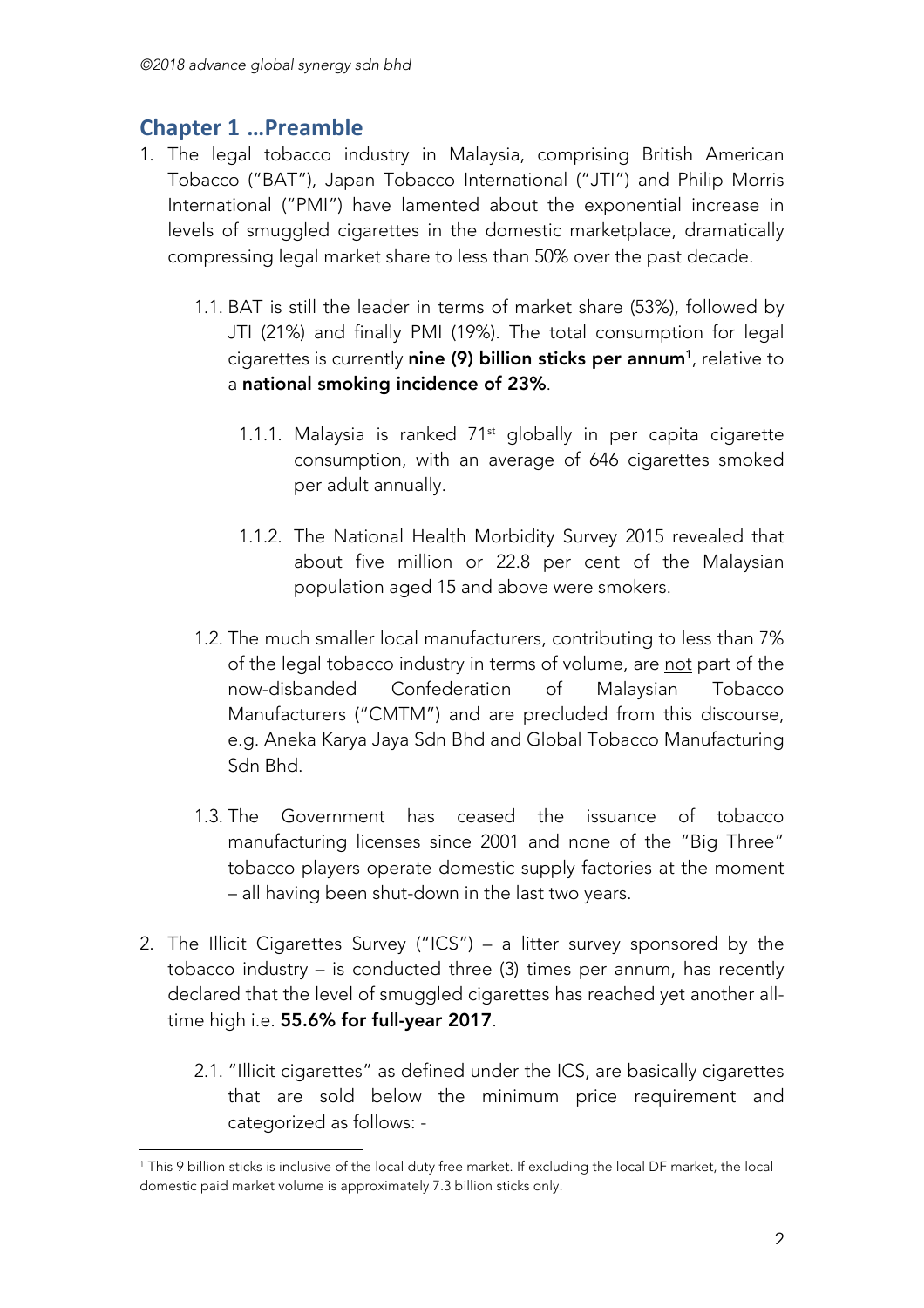## Chapter 1 …Preamble

1. The legal tobacco industry in Malaysia, comprising British American Tobacco ("BAT"), Japan Tobacco International ("JTI") and Philip Morris International ("PMI") have lamented about the exponential increase in levels of smuggled cigarettes in the domestic marketplace, dramatically compressing legal market share to less than 50% over the past decade.

   1.1. BAT is still the leader in terms of market share (53%), followed by JTI (21%) and finally PMI (19%). The total consumption for legal cigarettes is currently **nine (9) billion sticks per annum**[1], relative to a **national smoking incidence of 23%**.

      1.1.1. Malaysia is ranked 71st globally in per capita cigarette consumption, with an average of 646 cigarettes smoked per adult annually.

      1.1.2. The National Health Morbidity Survey 2015 revealed that about five million or 22.8 per cent of the Malaysian population aged 15 and above were smokers.

   1.2. The much smaller local manufacturers, contributing to less than 7% of the legal tobacco industry in terms of volume, are <u>not</u> part of the now-disbanded Confederation of Malaysian Tobacco Manufacturers ("CMTM") and are precluded from this discourse, e.g. Aneka Karya Jaya Sdn Bhd and Global Tobacco Manufacturing Sdn Bhd.

   1.3. The Government has ceased the issuance of tobacco manufacturing licenses since 2001 and none of the "Big Three" tobacco players operate domestic supply factories at the moment – all having been shut-down in the last two years.

2. The Illicit Cigarettes Survey ("ICS") – a litter survey sponsored by the tobacco industry – is conducted three (3) times per annum, has recently declared that the level of smuggled cigarettes has reached yet another all-time high i.e. **55.6% for full-year 2017**.

   2.1. "Illicit cigarettes" as defined under the ICS, are basically cigarettes that are sold below the minimum price requirement and categorized as follows: -

---

[1] This 9 billion sticks is inclusive of the local duty free market. If excluding the local DF market, the local domestic paid market volume is approximately 7.3 billion sticks only.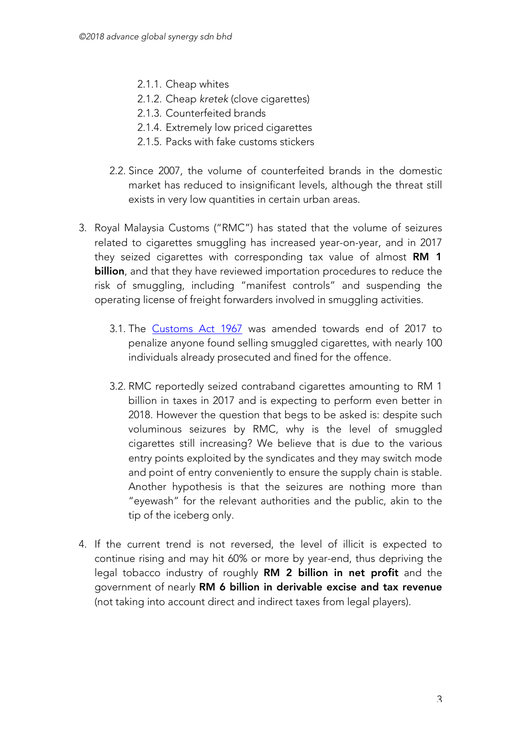2.1.1. Cheap whites
2.1.2. Cheap *kretek* (clove cigarettes)
2.1.3. Counterfeited brands
2.1.4. Extremely low priced cigarettes
2.1.5. Packs with fake customs stickers

2.2. Since 2007, the volume of counterfeited brands in the domestic market has reduced to insignificant levels, although the threat still exists in very low quantities in certain urban areas.

3. Royal Malaysia Customs ("RMC") has stated that the volume of seizures related to cigarettes smuggling has increased year-on-year, and in 2017 they seized cigarettes with corresponding tax value of almost **RM 1 billion**, and that they have reviewed importation procedures to reduce the risk of smuggling, including "manifest controls" and suspending the operating license of freight forwarders involved in smuggling activities.

3.1. The Customs Act 1967 was amended towards end of 2017 to penalize anyone found selling smuggled cigarettes, with nearly 100 individuals already prosecuted and fined for the offence.

3.2. RMC reportedly seized contraband cigarettes amounting to RM 1 billion in taxes in 2017 and is expecting to perform even better in 2018. However the question that begs to be asked is: despite such voluminous seizures by RMC, why is the level of smuggled cigarettes still increasing? We believe that is due to the various entry points exploited by the syndicates and they may switch mode and point of entry conveniently to ensure the supply chain is stable. Another hypothesis is that the seizures are nothing more than "eyewash" for the relevant authorities and the public, akin to the tip of the iceberg only.

4. If the current trend is not reversed, the level of illicit is expected to continue rising and may hit 60% or more by year-end, thus depriving the legal tobacco industry of roughly **RM 2 billion in net profit** and the government of nearly **RM 6 billion in derivable excise and tax revenue** (not taking into account direct and indirect taxes from legal players).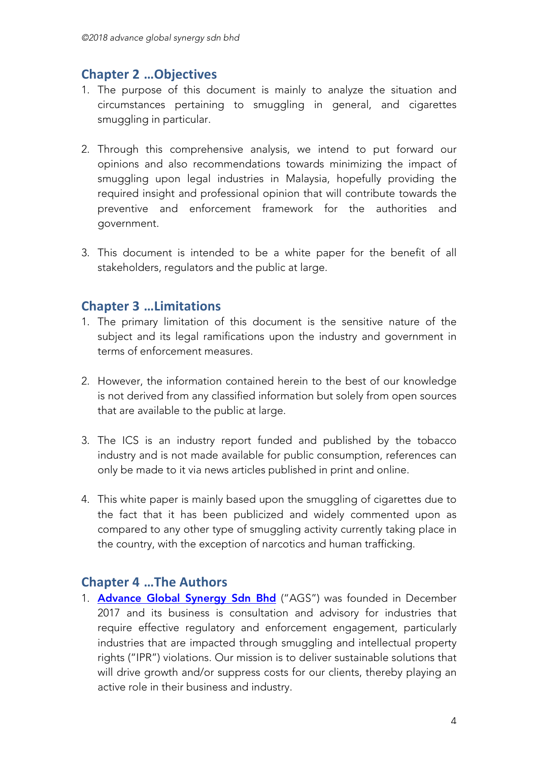## Chapter 2 …Objectives

1. The purpose of this document is mainly to analyze the situation and circumstances pertaining to smuggling in general, and cigarettes smuggling in particular.

2. Through this comprehensive analysis, we intend to put forward our opinions and also recommendations towards minimizing the impact of smuggling upon legal industries in Malaysia, hopefully providing the required insight and professional opinion that will contribute towards the preventive and enforcement framework for the authorities and government.

3. This document is intended to be a white paper for the benefit of all stakeholders, regulators and the public at large.

## Chapter 3 …Limitations

1. The primary limitation of this document is the sensitive nature of the subject and its legal ramifications upon the industry and government in terms of enforcement measures.

2. However, the information contained herein to the best of our knowledge is not derived from any classified information but solely from open sources that are available to the public at large.

3. The ICS is an industry report funded and published by the tobacco industry and is not made available for public consumption, references can only be made to it via news articles published in print and online.

4. This white paper is mainly based upon the smuggling of cigarettes due to the fact that it has been publicized and widely commented upon as compared to any other type of smuggling activity currently taking place in the country, with the exception of narcotics and human trafficking.

## Chapter 4 …The Authors

1. **Advance Global Synergy Sdn Bhd** ("AGS") was founded in December 2017 and its business is consultation and advisory for industries that require effective regulatory and enforcement engagement, particularly industries that are impacted through smuggling and intellectual property rights ("IPR") violations. Our mission is to deliver sustainable solutions that will drive growth and/or suppress costs for our clients, thereby playing an active role in their business and industry.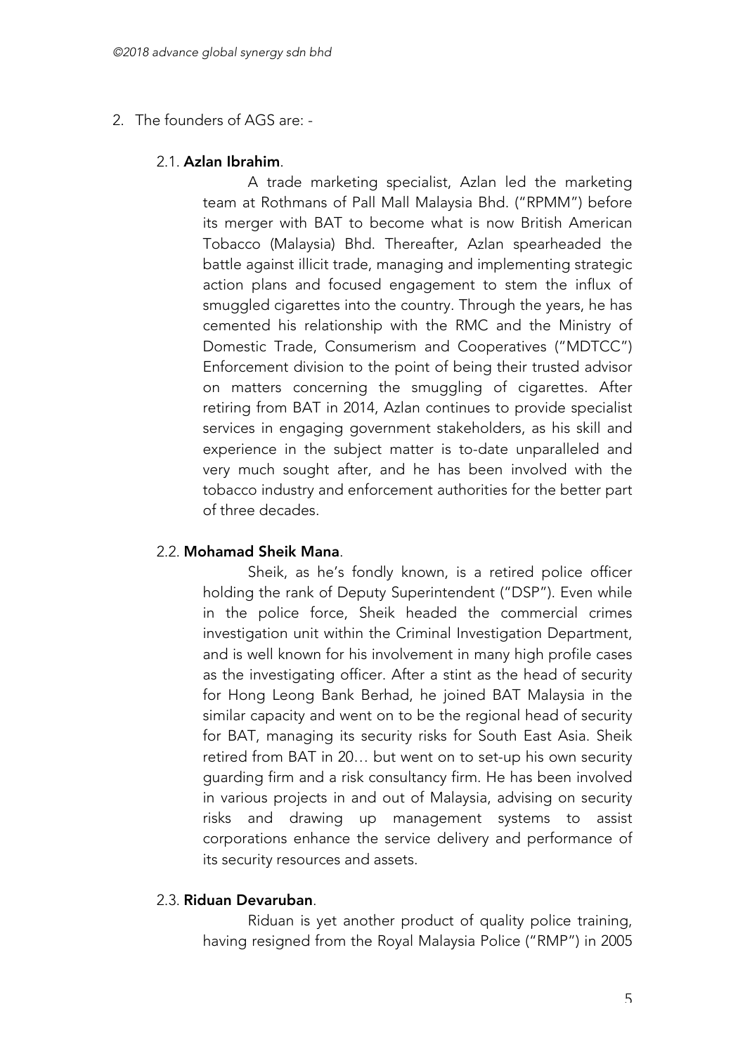2. The founders of AGS are: -

   2.1. **Azlan Ibrahim**.

   A trade marketing specialist, Azlan led the marketing team at Rothmans of Pall Mall Malaysia Bhd. ("RPMM") before its merger with BAT to become what is now British American Tobacco (Malaysia) Bhd. Thereafter, Azlan spearheaded the battle against illicit trade, managing and implementing strategic action plans and focused engagement to stem the influx of smuggled cigarettes into the country. Through the years, he has cemented his relationship with the RMC and the Ministry of Domestic Trade, Consumerism and Cooperatives ("MDTCC") Enforcement division to the point of being their trusted advisor on matters concerning the smuggling of cigarettes. After retiring from BAT in 2014, Azlan continues to provide specialist services in engaging government stakeholders, as his skill and experience in the subject matter is to-date unparalleled and very much sought after, and he has been involved with the tobacco industry and enforcement authorities for the better part of three decades.

   2.2. **Mohamad Sheik Mana**.

   Sheik, as he's fondly known, is a retired police officer holding the rank of Deputy Superintendent ("DSP"). Even while in the police force, Sheik headed the commercial crimes investigation unit within the Criminal Investigation Department, and is well known for his involvement in many high profile cases as the investigating officer. After a stint as the head of security for Hong Leong Bank Berhad, he joined BAT Malaysia in the similar capacity and went on to be the regional head of security for BAT, managing its security risks for South East Asia. Sheik retired from BAT in 20… but went on to set-up his own security guarding firm and a risk consultancy firm. He has been involved in various projects in and out of Malaysia, advising on security risks and drawing up management systems to assist corporations enhance the service delivery and performance of its security resources and assets.

   2.3. **Riduan Devaruban**.

   Riduan is yet another product of quality police training, having resigned from the Royal Malaysia Police ("RMP") in 2005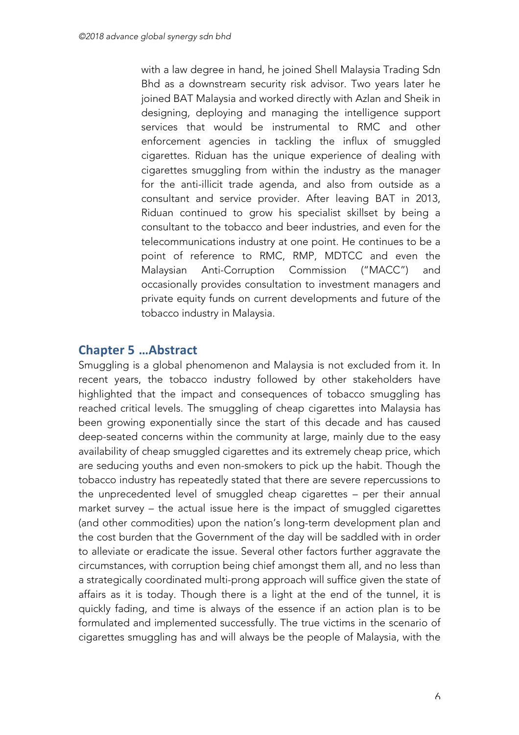with a law degree in hand, he joined Shell Malaysia Trading Sdn Bhd as a downstream security risk advisor. Two years later he joined BAT Malaysia and worked directly with Azlan and Sheik in designing, deploying and managing the intelligence support services that would be instrumental to RMC and other enforcement agencies in tackling the influx of smuggled cigarettes. Riduan has the unique experience of dealing with cigarettes smuggling from within the industry as the manager for the anti-illicit trade agenda, and also from outside as a consultant and service provider. After leaving BAT in 2013, Riduan continued to grow his specialist skillset by being a consultant to the tobacco and beer industries, and even for the telecommunications industry at one point. He continues to be a point of reference to RMC, RMP, MDTCC and even the Malaysian Anti-Corruption Commission ("MACC") and occasionally provides consultation to investment managers and private equity funds on current developments and future of the tobacco industry in Malaysia.

## Chapter 5 …Abstract

Smuggling is a global phenomenon and Malaysia is not excluded from it. In recent years, the tobacco industry followed by other stakeholders have highlighted that the impact and consequences of tobacco smuggling has reached critical levels. The smuggling of cheap cigarettes into Malaysia has been growing exponentially since the start of this decade and has caused deep-seated concerns within the community at large, mainly due to the easy availability of cheap smuggled cigarettes and its extremely cheap price, which are seducing youths and even non-smokers to pick up the habit. Though the tobacco industry has repeatedly stated that there are severe repercussions to the unprecedented level of smuggled cheap cigarettes – per their annual market survey – the actual issue here is the impact of smuggled cigarettes (and other commodities) upon the nation's long-term development plan and the cost burden that the Government of the day will be saddled with in order to alleviate or eradicate the issue. Several other factors further aggravate the circumstances, with corruption being chief amongst them all, and no less than a strategically coordinated multi-prong approach will suffice given the state of affairs as it is today. Though there is a light at the end of the tunnel, it is quickly fading, and time is always of the essence if an action plan is to be formulated and implemented successfully. The true victims in the scenario of cigarettes smuggling has and will always be the people of Malaysia, with the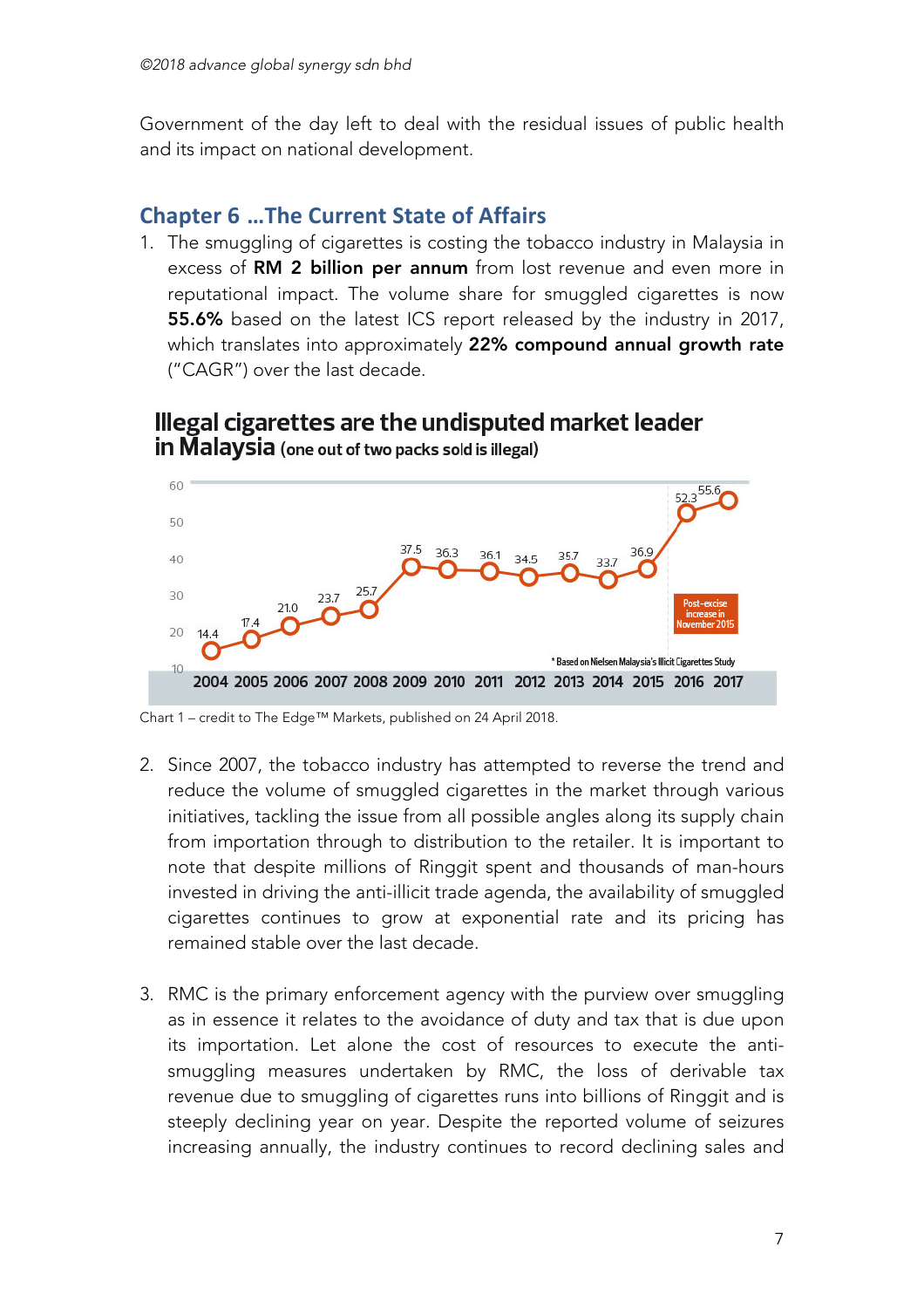Government of the day left to deal with the residual issues of public health and its impact on national development.

## Chapter 6 …The Current State of Affairs

1. The smuggling of cigarettes is costing the tobacco industry in Malaysia in excess of **RM 2 billion per annum** from lost revenue and even more in reputational impact. The volume share for smuggled cigarettes is now **55.6%** based on the latest ICS report released by the industry in 2017, which translates into approximately **22% compound annual growth rate** ("CAGR") over the last decade.

**Illegal cigarettes are the undisputed market leader in Malaysia (one out of two packs sold is illegal)**

| Year | 2004 | 2005 | 2006 | 2007 | 2008 | 2009 | 2010 | 2011 | 2012 | 2013 | 2014 | 2015 | 2016 | 2017 |
|---|---|---|---|---|---|---|---|---|---|---|---|---|---|---|
| % | 14.4 | 17.4 | 21.0 | 23.7 | 25.7 | 37.5 | 36.3 | 36.1 | 34.5 | 35.7 | 33.7 | 36.9 | 52.3 | 55.6 |

Post-excise increase in November 2015

* Based on Nielsen Malaysia's Illicit Cigarettes Study

Chart 1 – credit to The Edge™ Markets, published on 24 April 2018.

2. Since 2007, the tobacco industry has attempted to reverse the trend and reduce the volume of smuggled cigarettes in the market through various initiatives, tackling the issue from all possible angles along its supply chain from importation through to distribution to the retailer. It is important to note that despite millions of Ringgit spent and thousands of man-hours invested in driving the anti-illicit trade agenda, the availability of smuggled cigarettes continues to grow at exponential rate and its pricing has remained stable over the last decade.

3. RMC is the primary enforcement agency with the purview over smuggling as in essence it relates to the avoidance of duty and tax that is due upon its importation. Let alone the cost of resources to execute the anti-smuggling measures undertaken by RMC, the loss of derivable tax revenue due to smuggling of cigarettes runs into billions of Ringgit and is steeply declining year on year. Despite the reported volume of seizures increasing annually, the industry continues to record declining sales and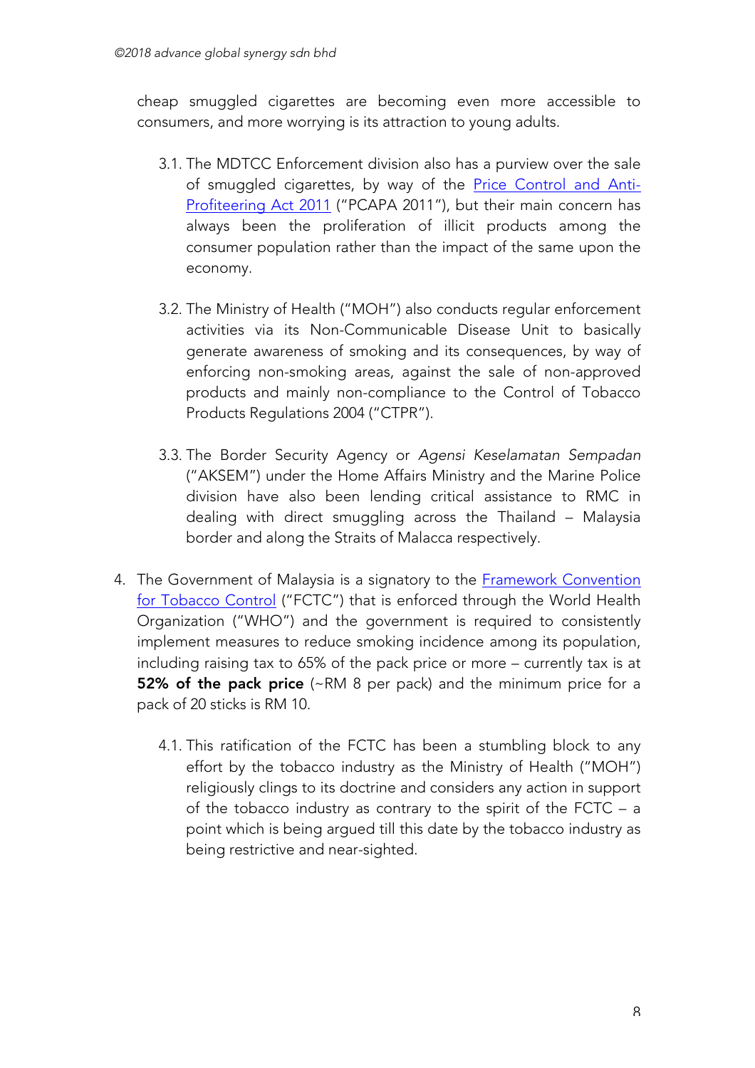cheap smuggled cigarettes are becoming even more accessible to consumers, and more worrying is its attraction to young adults.

3.1. The MDTCC Enforcement division also has a purview over the sale of smuggled cigarettes, by way of the [Price Control and Anti-Profiteering Act 2011] ("PCAPA 2011"), but their main concern has always been the proliferation of illicit products among the consumer population rather than the impact of the same upon the economy.

3.2. The Ministry of Health ("MOH") also conducts regular enforcement activities via its Non-Communicable Disease Unit to basically generate awareness of smoking and its consequences, by way of enforcing non-smoking areas, against the sale of non-approved products and mainly non-compliance to the Control of Tobacco Products Regulations 2004 ("CTPR").

3.3. The Border Security Agency or *Agensi Keselamatan Sempadan* ("AKSEM") under the Home Affairs Ministry and the Marine Police division have also been lending critical assistance to RMC in dealing with direct smuggling across the Thailand – Malaysia border and along the Straits of Malacca respectively.

4. The Government of Malaysia is a signatory to the [Framework Convention for Tobacco Control] ("FCTC") that is enforced through the World Health Organization ("WHO") and the government is required to consistently implement measures to reduce smoking incidence among its population, including raising tax to 65% of the pack price or more – currently tax is at **52% of the pack price** (~RM 8 per pack) and the minimum price for a pack of 20 sticks is RM 10.

4.1. This ratification of the FCTC has been a stumbling block to any effort by the tobacco industry as the Ministry of Health ("MOH") religiously clings to its doctrine and considers any action in support of the tobacco industry as contrary to the spirit of the FCTC – a point which is being argued till this date by the tobacco industry as being restrictive and near-sighted.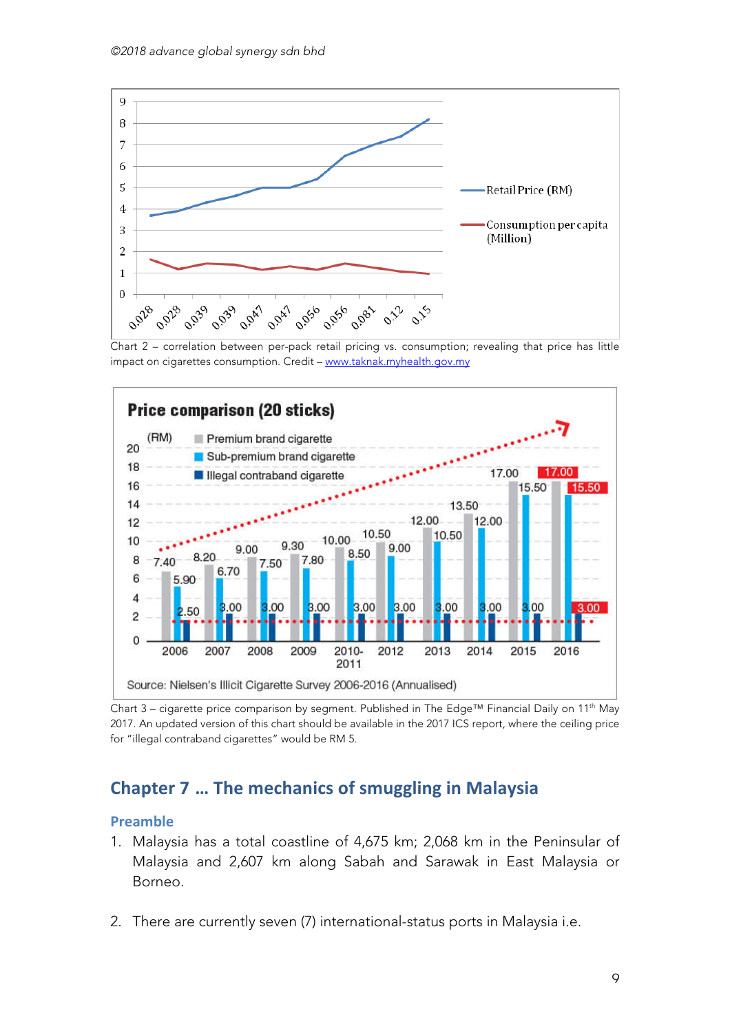Chart 2 – correlation between per-pack retail pricing vs. consumption; revealing that price has little impact on cigarettes consumption. Credit – www.taknak.myhealth.gov.my

Chart 3 – cigarette price comparison by segment. Published in The Edge™ Financial Daily on 11th May 2017. An updated version of this chart should be available in the 2017 ICS report, where the ceiling price for "illegal contraband cigarettes" would be RM 5.

## Chapter 7 … The mechanics of smuggling in Malaysia

### Preamble

1. Malaysia has a total coastline of 4,675 km; 2,068 km in the Peninsular of Malaysia and 2,607 km along Sabah and Sarawak in East Malaysia or Borneo.

2. There are currently seven (7) international-status ports in Malaysia i.e.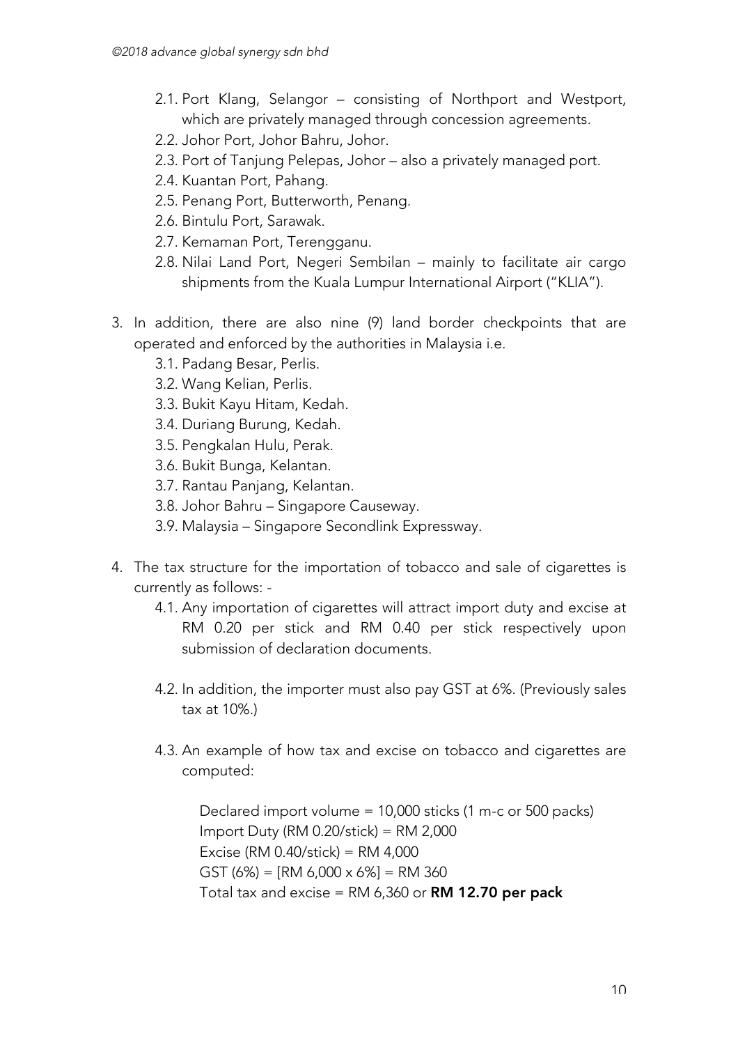2.1. Port Klang, Selangor – consisting of Northport and Westport, which are privately managed through concession agreements.
2.2. Johor Port, Johor Bahru, Johor.
2.3. Port of Tanjung Pelepas, Johor – also a privately managed port.
2.4. Kuantan Port, Pahang.
2.5. Penang Port, Butterworth, Penang.
2.6. Bintulu Port, Sarawak.
2.7. Kemaman Port, Terengganu.
2.8. Nilai Land Port, Negeri Sembilan – mainly to facilitate air cargo shipments from the Kuala Lumpur International Airport ("KLIA").

3. In addition, there are also nine (9) land border checkpoints that are operated and enforced by the authorities in Malaysia i.e.
   3.1. Padang Besar, Perlis.
   3.2. Wang Kelian, Perlis.
   3.3. Bukit Kayu Hitam, Kedah.
   3.4. Duriang Burung, Kedah.
   3.5. Pengkalan Hulu, Perak.
   3.6. Bukit Bunga, Kelantan.
   3.7. Rantau Panjang, Kelantan.
   3.8. Johor Bahru – Singapore Causeway.
   3.9. Malaysia – Singapore Secondlink Expressway.

4. The tax structure for the importation of tobacco and sale of cigarettes is currently as follows: -
   4.1. Any importation of cigarettes will attract import duty and excise at RM 0.20 per stick and RM 0.40 per stick respectively upon submission of declaration documents.

   4.2. In addition, the importer must also pay GST at 6%. (Previously sales tax at 10%.)

   4.3. An example of how tax and excise on tobacco and cigarettes are computed:

   Declared import volume = 10,000 sticks (1 m-c or 500 packs)
   Import Duty (RM 0.20/stick) = RM 2,000
   Excise (RM 0.40/stick) = RM 4,000
   GST (6%) = [RM 6,000 x 6%] = RM 360
   Total tax and excise = RM 6,360 or **RM 12.70 per pack**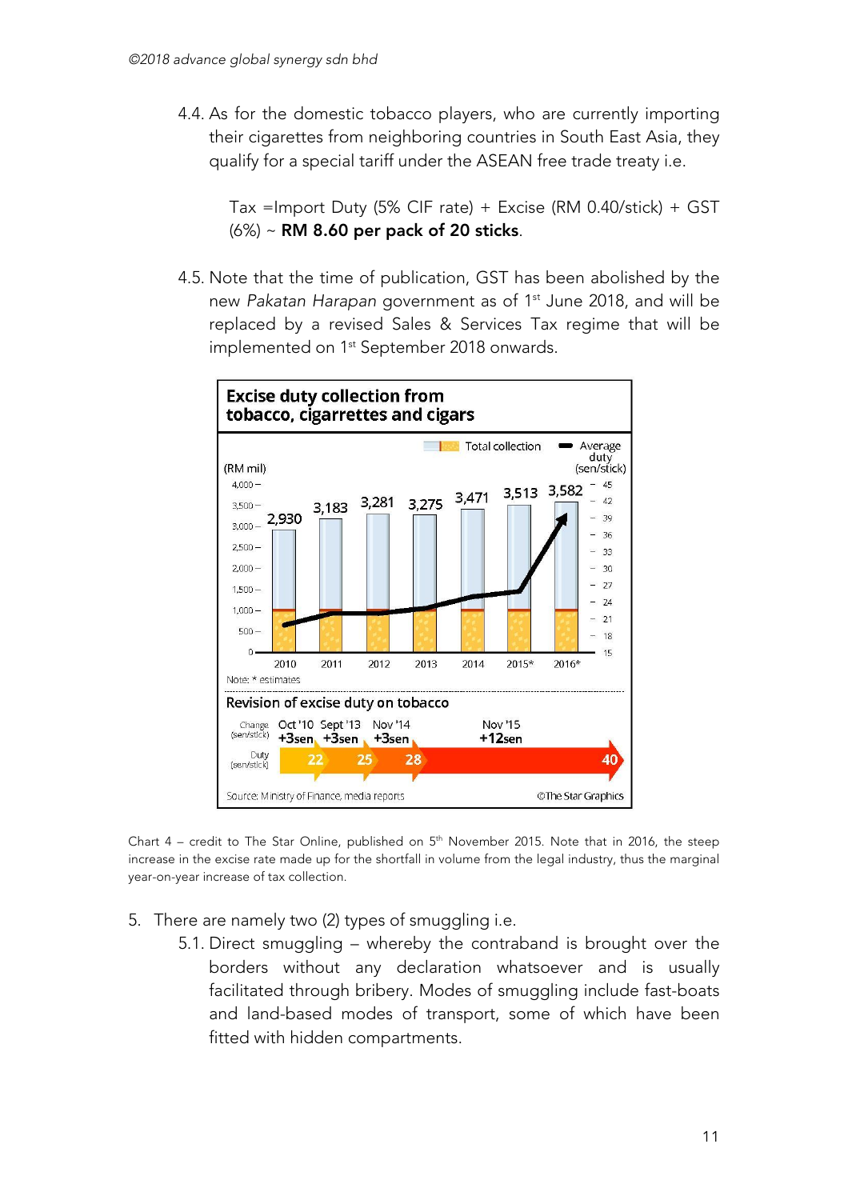4.4. As for the domestic tobacco players, who are currently importing their cigarettes from neighboring countries in South East Asia, they qualify for a special tariff under the ASEAN free trade treaty i.e.

Tax =Import Duty (5% CIF rate) + Excise (RM 0.40/stick) + GST (6%) ~ **RM 8.60 per pack of 20 sticks**.

4.5. Note that the time of publication, GST has been abolished by the new *Pakatan Harapan* government as of 1st June 2018, and will be replaced by a revised Sales & Services Tax regime that will be implemented on 1st September 2018 onwards.

**Excise duty collection from tobacco, cigarettes and cigars**

| Year | 2010 | 2011 | 2012 | 2013 | 2014 | 2015* | 2016* |
|---|---|---|---|---|---|---|---|
| Total collection (RM mil) | 2,930 | 3,183 | 3,281 | 3,275 | 3,471 | 3,513 | 3,582 |

Note: * estimates

**Revision of excise duty on tobacco**

| | Oct '10 | Sept '13 | Nov '14 | Nov '15 |
|---|---|---|---|---|
| Change (sen/stick) | +3sen | +3sen | +3sen | +12sen |
| Duty (sen/stick) | 22 | 25 | 28 | 40 |

Source: Ministry of Finance, media reports ©The Star Graphics

Chart 4 – credit to The Star Online, published on 5th November 2015. Note that in 2016, the steep increase in the excise rate made up for the shortfall in volume from the legal industry, thus the marginal year-on-year increase of tax collection.

5. There are namely two (2) types of smuggling i.e.
   5.1. Direct smuggling – whereby the contraband is brought over the borders without any declaration whatsoever and is usually facilitated through bribery. Modes of smuggling include fast-boats and land-based modes of transport, some of which have been fitted with hidden compartments.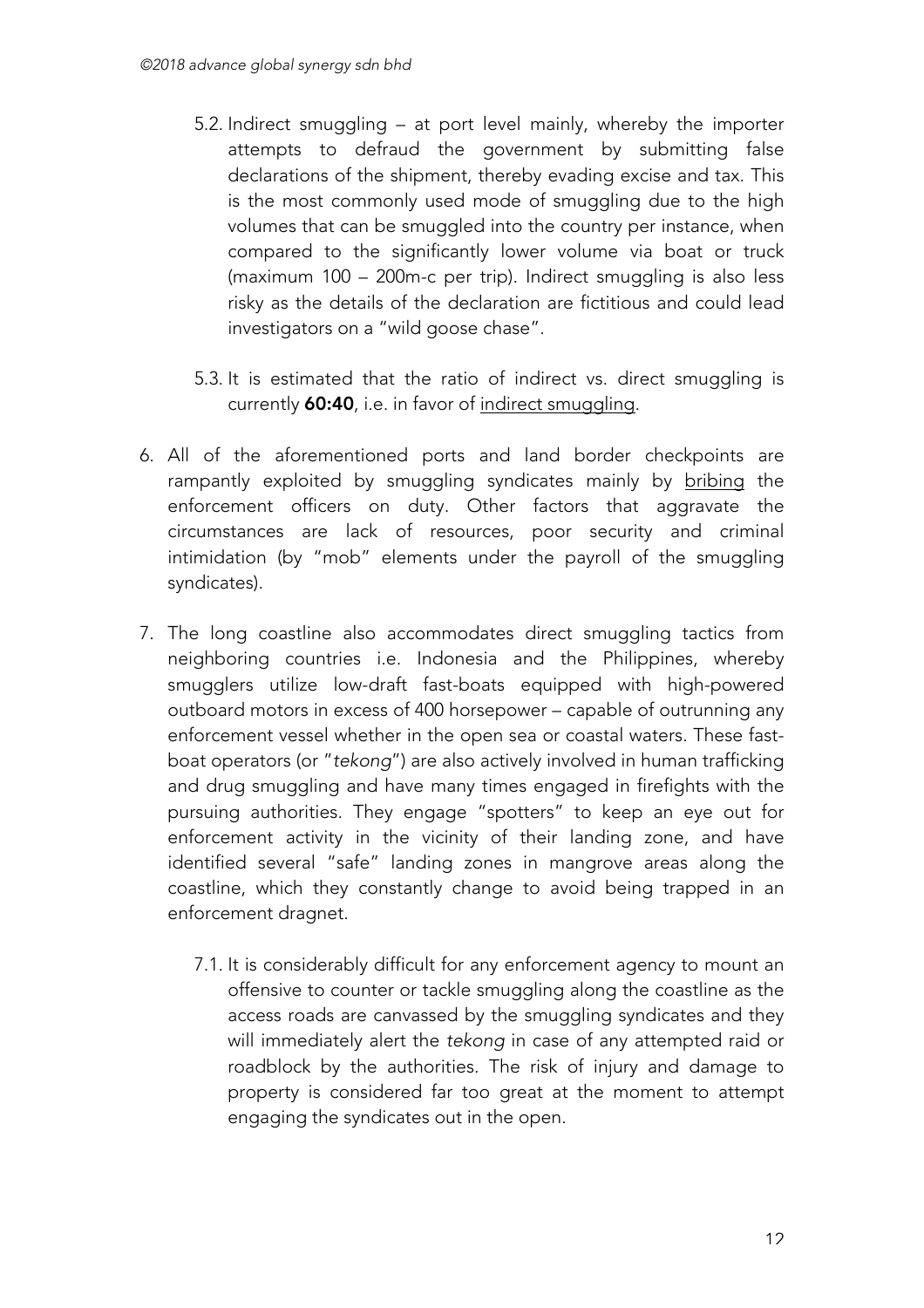5.2. Indirect smuggling – at port level mainly, whereby the importer attempts to defraud the government by submitting false declarations of the shipment, thereby evading excise and tax. This is the most commonly used mode of smuggling due to the high volumes that can be smuggled into the country per instance, when compared to the significantly lower volume via boat or truck (maximum 100 – 200m-c per trip). Indirect smuggling is also less risky as the details of the declaration are fictitious and could lead investigators on a "wild goose chase".

5.3. It is estimated that the ratio of indirect vs. direct smuggling is currently **60:40**, i.e. in favor of <u>indirect smuggling</u>.

6. All of the aforementioned ports and land border checkpoints are rampantly exploited by smuggling syndicates mainly by <u>bribing</u> the enforcement officers on duty. Other factors that aggravate the circumstances are lack of resources, poor security and criminal intimidation (by "mob" elements under the payroll of the smuggling syndicates).

7. The long coastline also accommodates direct smuggling tactics from neighboring countries i.e. Indonesia and the Philippines, whereby smugglers utilize low-draft fast-boats equipped with high-powered outboard motors in excess of 400 horsepower – capable of outrunning any enforcement vessel whether in the open sea or coastal waters. These fast-boat operators (or "*tekong*") are also actively involved in human trafficking and drug smuggling and have many times engaged in firefights with the pursuing authorities. They engage "spotters" to keep an eye out for enforcement activity in the vicinity of their landing zone, and have identified several "safe" landing zones in mangrove areas along the coastline, which they constantly change to avoid being trapped in an enforcement dragnet.

    7.1. It is considerably difficult for any enforcement agency to mount an offensive to counter or tackle smuggling along the coastline as the access roads are canvassed by the smuggling syndicates and they will immediately alert the *tekong* in case of any attempted raid or roadblock by the authorities. The risk of injury and damage to property is considered far too great at the moment to attempt engaging the syndicates out in the open.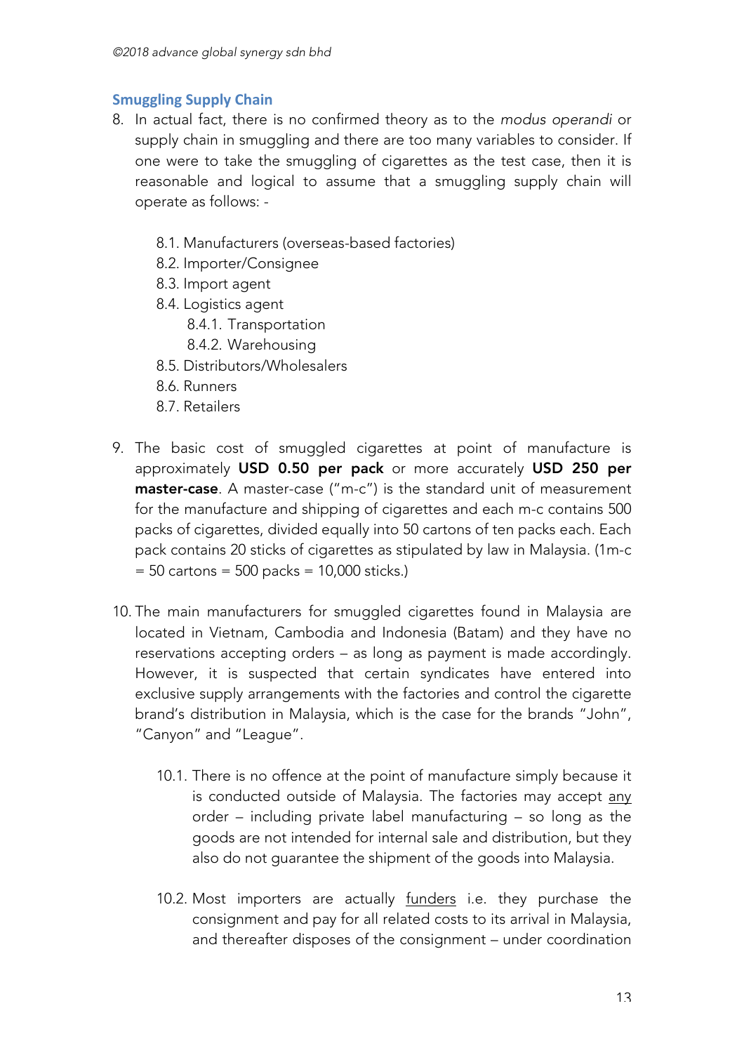## Smuggling Supply Chain

8. In actual fact, there is no confirmed theory as to the *modus operandi* or supply chain in smuggling and there are too many variables to consider. If one were to take the smuggling of cigarettes as the test case, then it is reasonable and logical to assume that a smuggling supply chain will operate as follows: -

    8.1. Manufacturers (overseas-based factories)
    8.2. Importer/Consignee
    8.3. Import agent
    8.4. Logistics agent
        8.4.1. Transportation
        8.4.2. Warehousing
    8.5. Distributors/Wholesalers
    8.6. Runners
    8.7. Retailers

9. The basic cost of smuggled cigarettes at point of manufacture is approximately **USD 0.50 per pack** or more accurately **USD 250 per master-case**. A master-case ("m-c") is the standard unit of measurement for the manufacture and shipping of cigarettes and each m-c contains 500 packs of cigarettes, divided equally into 50 cartons of ten packs each. Each pack contains 20 sticks of cigarettes as stipulated by law in Malaysia. (1m-c = 50 cartons = 500 packs = 10,000 sticks.)

10. The main manufacturers for smuggled cigarettes found in Malaysia are located in Vietnam, Cambodia and Indonesia (Batam) and they have no reservations accepting orders – as long as payment is made accordingly. However, it is suspected that certain syndicates have entered into exclusive supply arrangements with the factories and control the cigarette brand's distribution in Malaysia, which is the case for the brands "John", "Canyon" and "League".

    10.1. There is no offence at the point of manufacture simply because it is conducted outside of Malaysia. The factories may accept <u>any</u> order – including private label manufacturing – so long as the goods are not intended for internal sale and distribution, but they also do not guarantee the shipment of the goods into Malaysia.

    10.2. Most importers are actually <u>funders</u> i.e. they purchase the consignment and pay for all related costs to its arrival in Malaysia, and thereafter disposes of the consignment – under coordination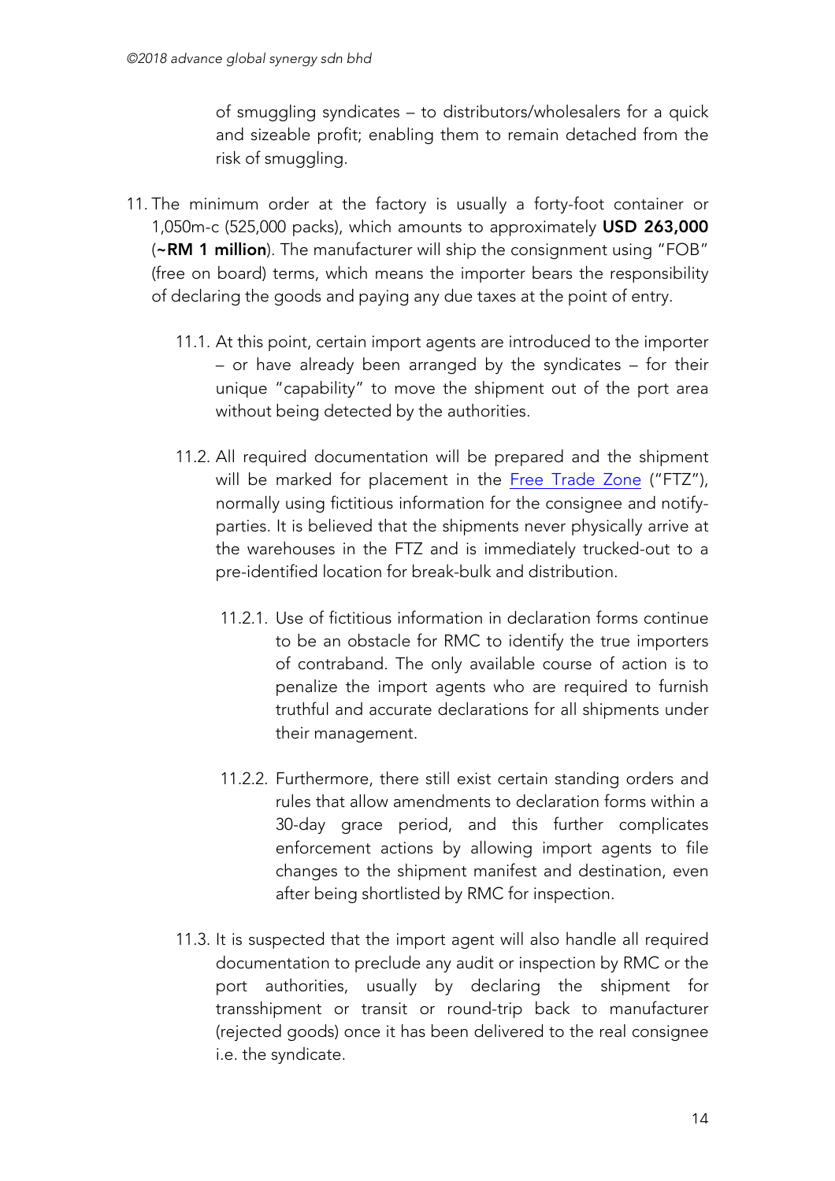of smuggling syndicates – to distributors/wholesalers for a quick and sizeable profit; enabling them to remain detached from the risk of smuggling.

11. The minimum order at the factory is usually a forty-foot container or 1,050m-c (525,000 packs), which amounts to approximately **USD 263,000** (**~RM 1 million**). The manufacturer will ship the consignment using "FOB" (free on board) terms, which means the importer bears the responsibility of declaring the goods and paying any due taxes at the point of entry.

    11.1. At this point, certain import agents are introduced to the importer – or have already been arranged by the syndicates – for their unique "capability" to move the shipment out of the port area without being detected by the authorities.

    11.2. All required documentation will be prepared and the shipment will be marked for placement in the Free Trade Zone ("FTZ"), normally using fictitious information for the consignee and notify-parties. It is believed that the shipments never physically arrive at the warehouses in the FTZ and is immediately trucked-out to a pre-identified location for break-bulk and distribution.

        11.2.1. Use of fictitious information in declaration forms continue to be an obstacle for RMC to identify the true importers of contraband. The only available course of action is to penalize the import agents who are required to furnish truthful and accurate declarations for all shipments under their management.

        11.2.2. Furthermore, there still exist certain standing orders and rules that allow amendments to declaration forms within a 30-day grace period, and this further complicates enforcement actions by allowing import agents to file changes to the shipment manifest and destination, even after being shortlisted by RMC for inspection.

    11.3. It is suspected that the import agent will also handle all required documentation to preclude any audit or inspection by RMC or the port authorities, usually by declaring the shipment for transshipment or transit or round-trip back to manufacturer (rejected goods) once it has been delivered to the real consignee i.e. the syndicate.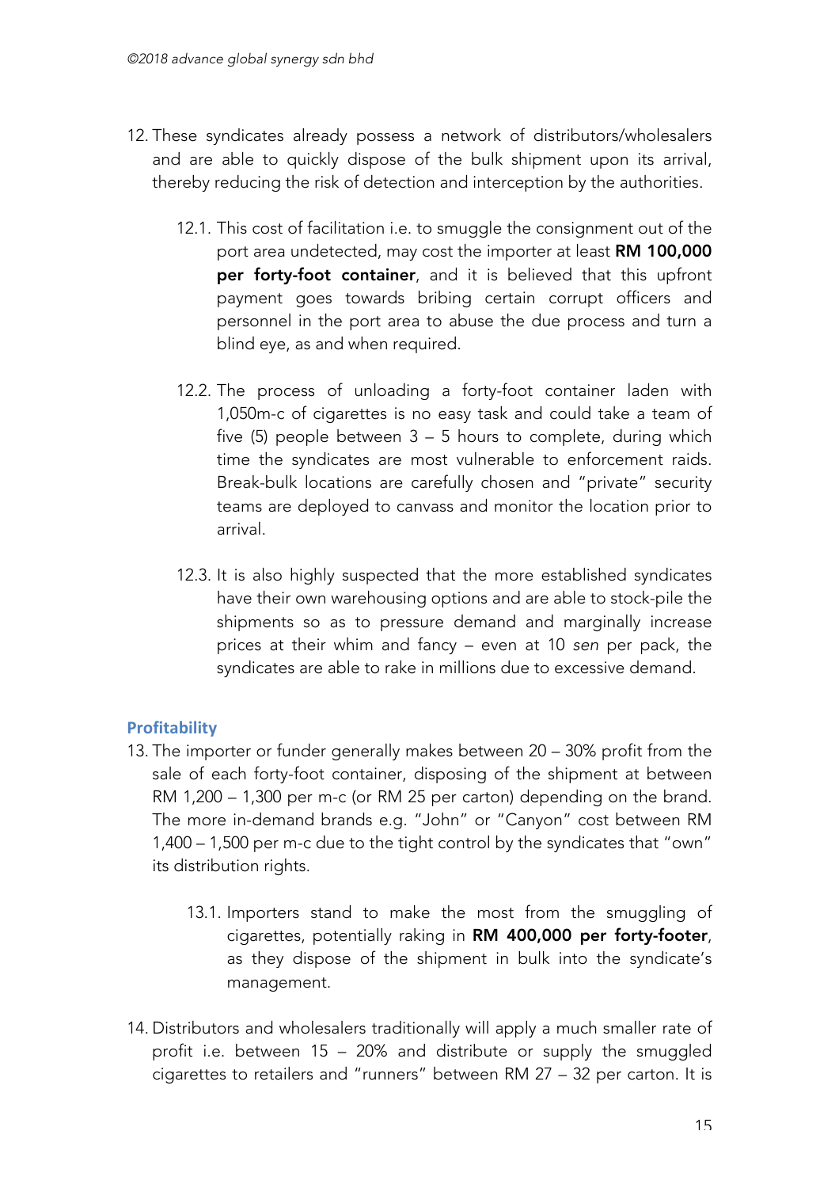12. These syndicates already possess a network of distributors/wholesalers and are able to quickly dispose of the bulk shipment upon its arrival, thereby reducing the risk of detection and interception by the authorities.

    12.1. This cost of facilitation i.e. to smuggle the consignment out of the port area undetected, may cost the importer at least **RM 100,000 per forty-foot container**, and it is believed that this upfront payment goes towards bribing certain corrupt officers and personnel in the port area to abuse the due process and turn a blind eye, as and when required.

    12.2. The process of unloading a forty-foot container laden with 1,050m-c of cigarettes is no easy task and could take a team of five (5) people between 3 – 5 hours to complete, during which time the syndicates are most vulnerable to enforcement raids. Break-bulk locations are carefully chosen and "private" security teams are deployed to canvass and monitor the location prior to arrival.

    12.3. It is also highly suspected that the more established syndicates have their own warehousing options and are able to stock-pile the shipments so as to pressure demand and marginally increase prices at their whim and fancy – even at 10 *sen* per pack, the syndicates are able to rake in millions due to excessive demand.

## Profitability

13. The importer or funder generally makes between 20 – 30% profit from the sale of each forty-foot container, disposing of the shipment at between RM 1,200 – 1,300 per m-c (or RM 25 per carton) depending on the brand. The more in-demand brands e.g. "John" or "Canyon" cost between RM 1,400 – 1,500 per m-c due to the tight control by the syndicates that "own" its distribution rights.

    13.1. Importers stand to make the most from the smuggling of cigarettes, potentially raking in **RM 400,000 per forty-footer**, as they dispose of the shipment in bulk into the syndicate's management.

14. Distributors and wholesalers traditionally will apply a much smaller rate of profit i.e. between 15 – 20% and distribute or supply the smuggled cigarettes to retailers and "runners" between RM 27 – 32 per carton. It is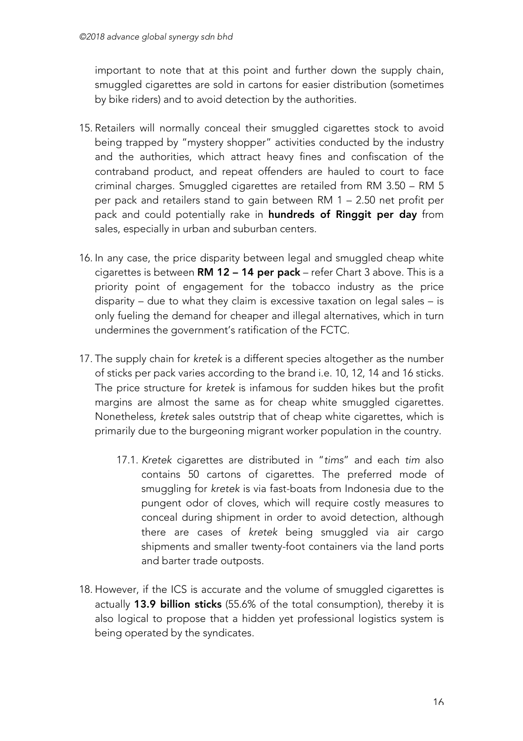important to note that at this point and further down the supply chain, smuggled cigarettes are sold in cartons for easier distribution (sometimes by bike riders) and to avoid detection by the authorities.

15. Retailers will normally conceal their smuggled cigarettes stock to avoid being trapped by "mystery shopper" activities conducted by the industry and the authorities, which attract heavy fines and confiscation of the contraband product, and repeat offenders are hauled to court to face criminal charges. Smuggled cigarettes are retailed from RM 3.50 – RM 5 per pack and retailers stand to gain between RM 1 – 2.50 net profit per pack and could potentially rake in **hundreds of Ringgit per day** from sales, especially in urban and suburban centers.

16. In any case, the price disparity between legal and smuggled cheap white cigarettes is between **RM 12 – 14 per pack** – refer Chart 3 above. This is a priority point of engagement for the tobacco industry as the price disparity – due to what they claim is excessive taxation on legal sales – is only fueling the demand for cheaper and illegal alternatives, which in turn undermines the government's ratification of the FCTC.

17. The supply chain for *kretek* is a different species altogether as the number of sticks per pack varies according to the brand i.e. 10, 12, 14 and 16 sticks. The price structure for *kretek* is infamous for sudden hikes but the profit margins are almost the same as for cheap white smuggled cigarettes. Nonetheless, *kretek* sales outstrip that of cheap white cigarettes, which is primarily due to the burgeoning migrant worker population in the country.

    17.1. *Kretek* cigarettes are distributed in "*tims*" and each *tim* also contains 50 cartons of cigarettes. The preferred mode of smuggling for *kretek* is via fast-boats from Indonesia due to the pungent odor of cloves, which will require costly measures to conceal during shipment in order to avoid detection, although there are cases of *kretek* being smuggled via air cargo shipments and smaller twenty-foot containers via the land ports and barter trade outposts.

18. However, if the ICS is accurate and the volume of smuggled cigarettes is actually **13.9 billion sticks** (55.6% of the total consumption), thereby it is also logical to propose that a hidden yet professional logistics system is being operated by the syndicates.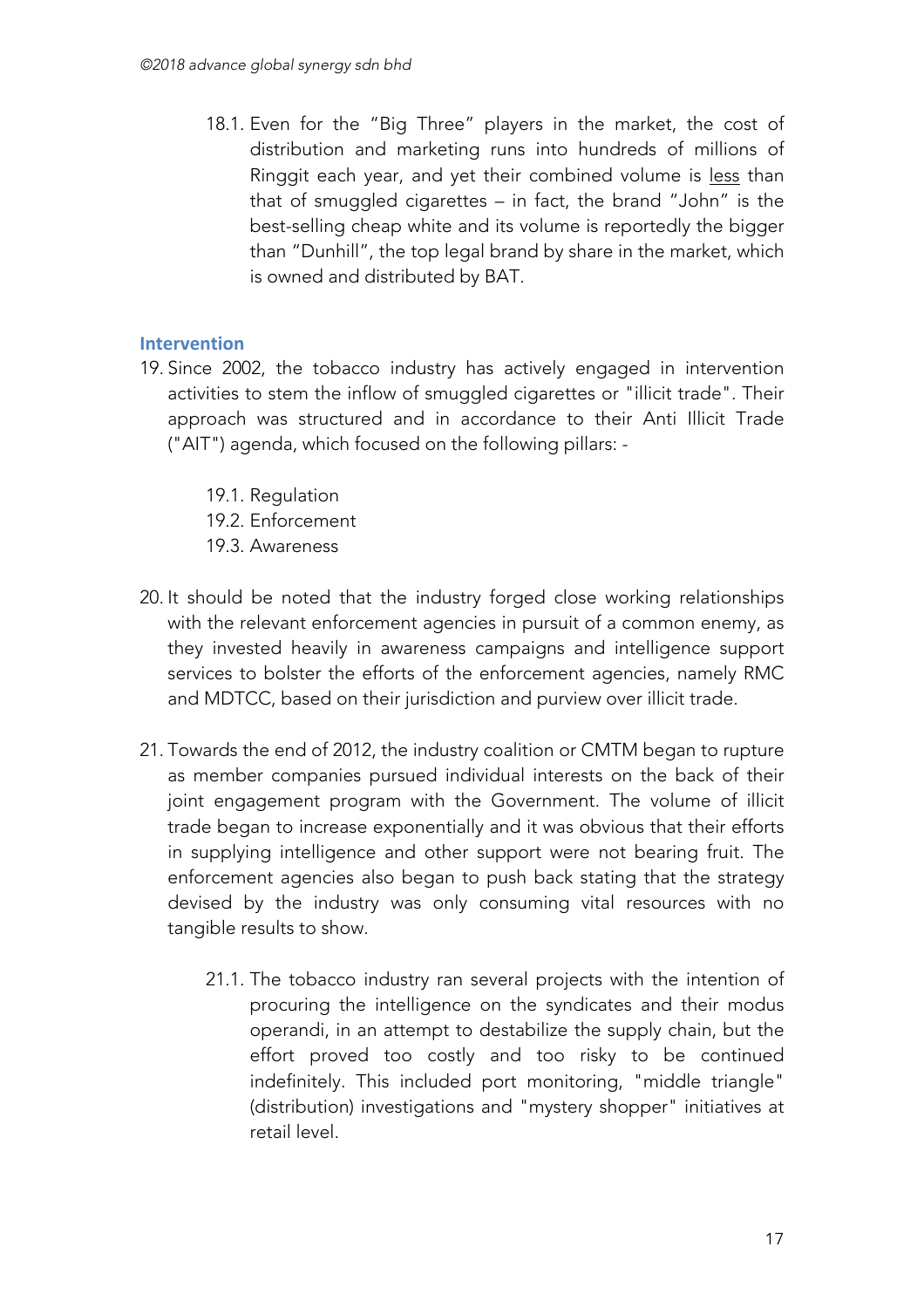18.1. Even for the "Big Three" players in the market, the cost of distribution and marketing runs into hundreds of millions of Ringgit each year, and yet their combined volume is <u>less</u> than that of smuggled cigarettes – in fact, the brand "John" is the best-selling cheap white and its volume is reportedly the bigger than "Dunhill", the top legal brand by share in the market, which is owned and distributed by BAT.

### Intervention

19. Since 2002, the tobacco industry has actively engaged in intervention activities to stem the inflow of smuggled cigarettes or "illicit trade". Their approach was structured and in accordance to their Anti Illicit Trade ("AIT") agenda, which focused on the following pillars: -

    19.1. Regulation
    19.2. Enforcement
    19.3. Awareness

20. It should be noted that the industry forged close working relationships with the relevant enforcement agencies in pursuit of a common enemy, as they invested heavily in awareness campaigns and intelligence support services to bolster the efforts of the enforcement agencies, namely RMC and MDTCC, based on their jurisdiction and purview over illicit trade.

21. Towards the end of 2012, the industry coalition or CMTM began to rupture as member companies pursued individual interests on the back of their joint engagement program with the Government. The volume of illicit trade began to increase exponentially and it was obvious that their efforts in supplying intelligence and other support were not bearing fruit. The enforcement agencies also began to push back stating that the strategy devised by the industry was only consuming vital resources with no tangible results to show.

    21.1. The tobacco industry ran several projects with the intention of procuring the intelligence on the syndicates and their modus operandi, in an attempt to destabilize the supply chain, but the effort proved too costly and too risky to be continued indefinitely. This included port monitoring, "middle triangle" (distribution) investigations and "mystery shopper" initiatives at retail level.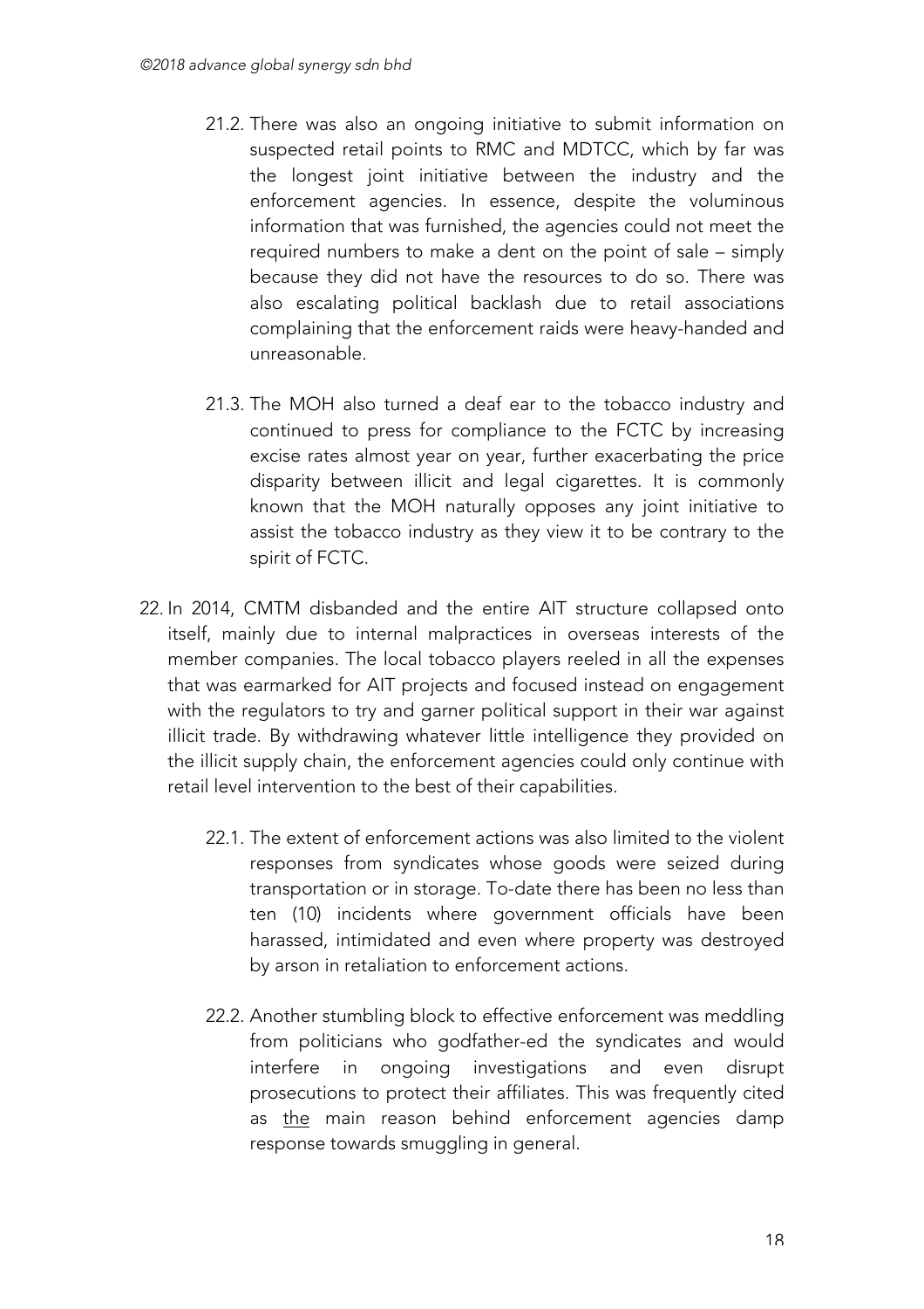21.2. There was also an ongoing initiative to submit information on suspected retail points to RMC and MDTCC, which by far was the longest joint initiative between the industry and the enforcement agencies. In essence, despite the voluminous information that was furnished, the agencies could not meet the required numbers to make a dent on the point of sale – simply because they did not have the resources to do so. There was also escalating political backlash due to retail associations complaining that the enforcement raids were heavy-handed and unreasonable.

21.3. The MOH also turned a deaf ear to the tobacco industry and continued to press for compliance to the FCTC by increasing excise rates almost year on year, further exacerbating the price disparity between illicit and legal cigarettes. It is commonly known that the MOH naturally opposes any joint initiative to assist the tobacco industry as they view it to be contrary to the spirit of FCTC.

22. In 2014, CMTM disbanded and the entire AIT structure collapsed onto itself, mainly due to internal malpractices in overseas interests of the member companies. The local tobacco players reeled in all the expenses that was earmarked for AIT projects and focused instead on engagement with the regulators to try and garner political support in their war against illicit trade. By withdrawing whatever little intelligence they provided on the illicit supply chain, the enforcement agencies could only continue with retail level intervention to the best of their capabilities.

22.1. The extent of enforcement actions was also limited to the violent responses from syndicates whose goods were seized during transportation or in storage. To-date there has been no less than ten (10) incidents where government officials have been harassed, intimidated and even where property was destroyed by arson in retaliation to enforcement actions.

22.2. Another stumbling block to effective enforcement was meddling from politicians who godfather-ed the syndicates and would interfere in ongoing investigations and even disrupt prosecutions to protect their affiliates. This was frequently cited as <u>the</u> main reason behind enforcement agencies damp response towards smuggling in general.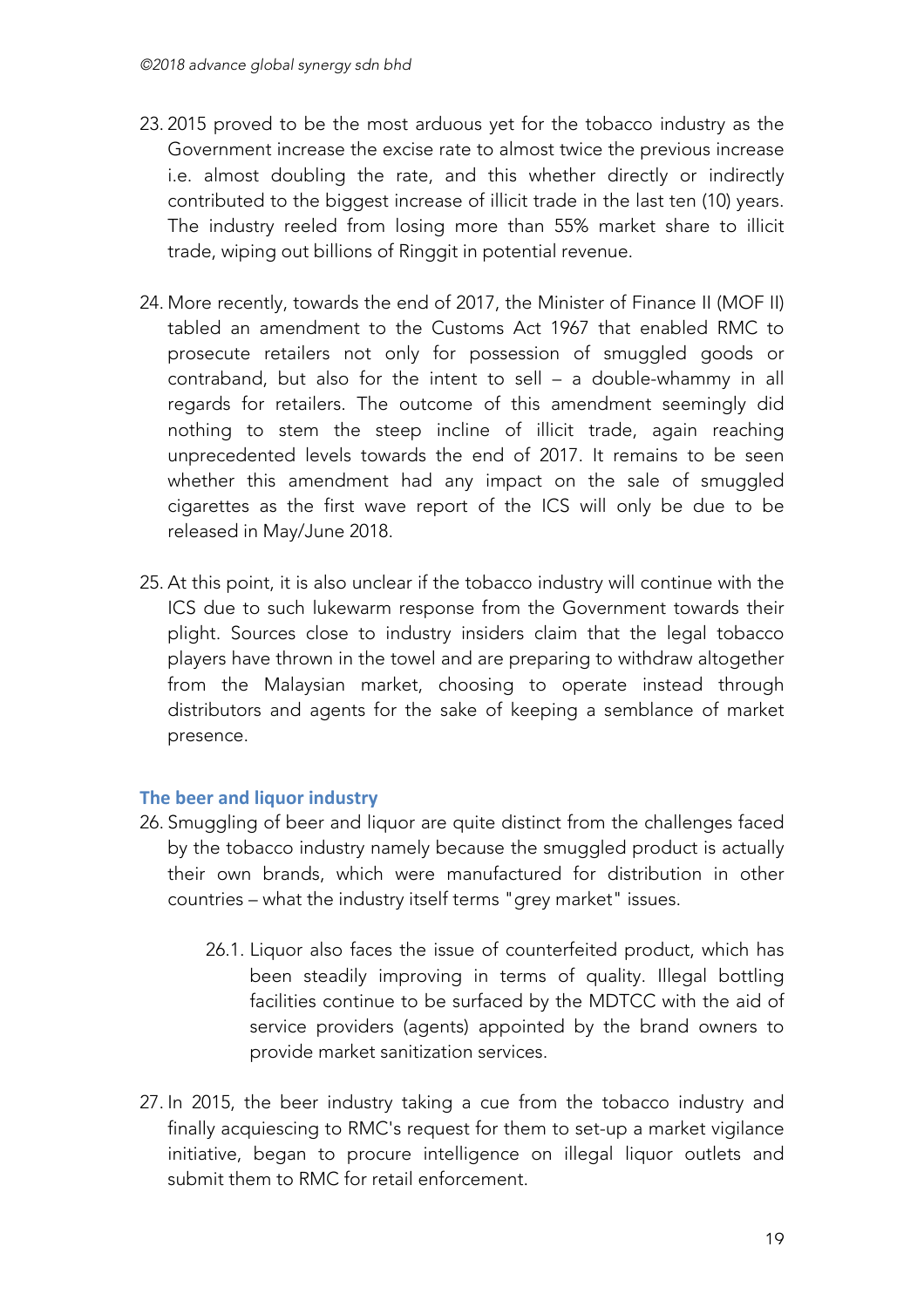23. 2015 proved to be the most arduous yet for the tobacco industry as the Government increase the excise rate to almost twice the previous increase i.e. almost doubling the rate, and this whether directly or indirectly contributed to the biggest increase of illicit trade in the last ten (10) years. The industry reeled from losing more than 55% market share to illicit trade, wiping out billions of Ringgit in potential revenue.

24. More recently, towards the end of 2017, the Minister of Finance II (MOF II) tabled an amendment to the Customs Act 1967 that enabled RMC to prosecute retailers not only for possession of smuggled goods or contraband, but also for the intent to sell – a double-whammy in all regards for retailers. The outcome of this amendment seemingly did nothing to stem the steep incline of illicit trade, again reaching unprecedented levels towards the end of 2017. It remains to be seen whether this amendment had any impact on the sale of smuggled cigarettes as the first wave report of the ICS will only be due to be released in May/June 2018.

25. At this point, it is also unclear if the tobacco industry will continue with the ICS due to such lukewarm response from the Government towards their plight. Sources close to industry insiders claim that the legal tobacco players have thrown in the towel and are preparing to withdraw altogether from the Malaysian market, choosing to operate instead through distributors and agents for the sake of keeping a semblance of market presence.

### The beer and liquor industry

26. Smuggling of beer and liquor are quite distinct from the challenges faced by the tobacco industry namely because the smuggled product is actually their own brands, which were manufactured for distribution in other countries – what the industry itself terms "grey market" issues.

    26.1. Liquor also faces the issue of counterfeited product, which has been steadily improving in terms of quality. Illegal bottling facilities continue to be surfaced by the MDTCC with the aid of service providers (agents) appointed by the brand owners to provide market sanitization services.

27. In 2015, the beer industry taking a cue from the tobacco industry and finally acquiescing to RMC's request for them to set-up a market vigilance initiative, began to procure intelligence on illegal liquor outlets and submit them to RMC for retail enforcement.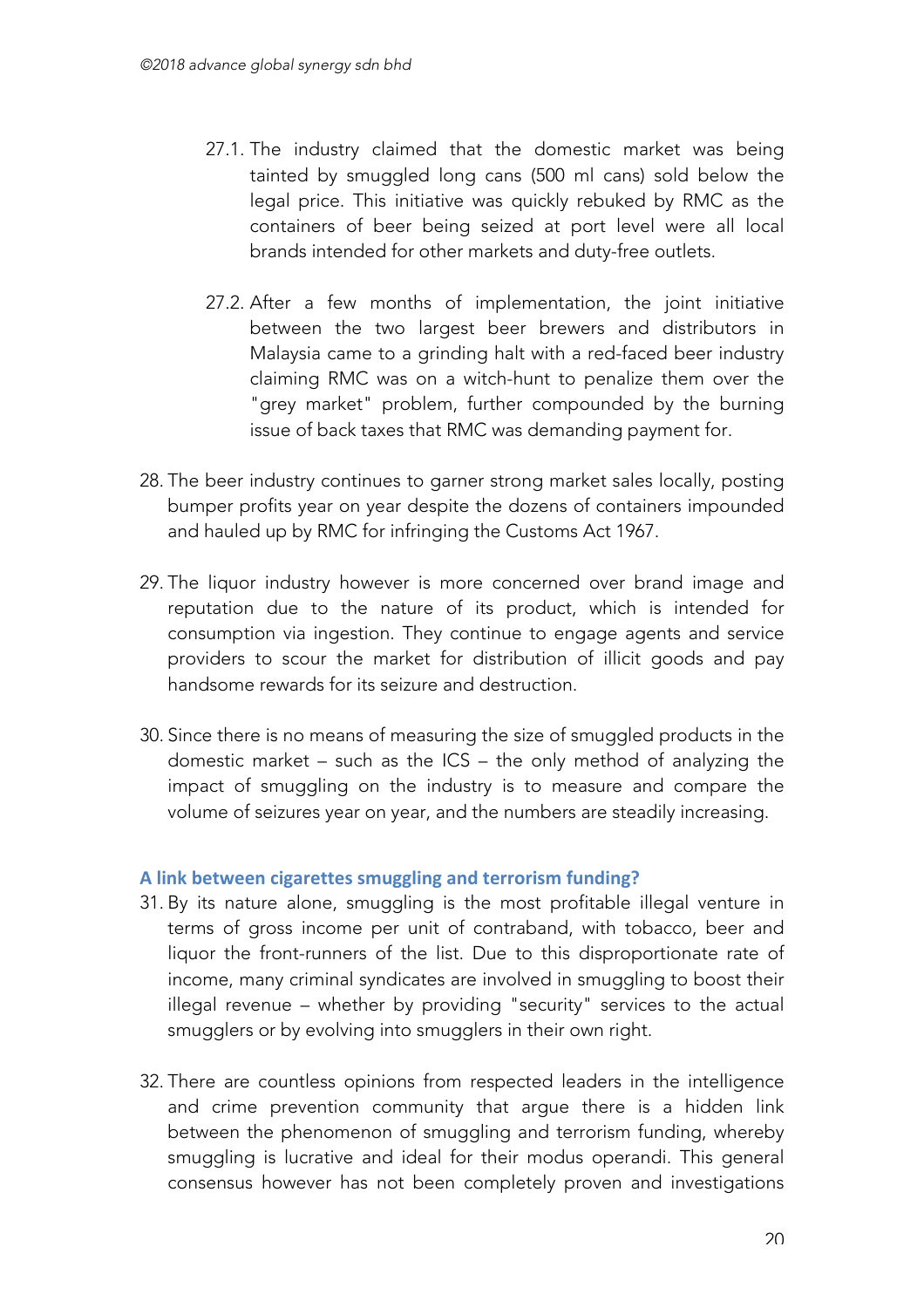27.1. The industry claimed that the domestic market was being tainted by smuggled long cans (500 ml cans) sold below the legal price. This initiative was quickly rebuked by RMC as the containers of beer being seized at port level were all local brands intended for other markets and duty-free outlets.

27.2. After a few months of implementation, the joint initiative between the two largest beer brewers and distributors in Malaysia came to a grinding halt with a red-faced beer industry claiming RMC was on a witch-hunt to penalize them over the "grey market" problem, further compounded by the burning issue of back taxes that RMC was demanding payment for.

28. The beer industry continues to garner strong market sales locally, posting bumper profits year on year despite the dozens of containers impounded and hauled up by RMC for infringing the Customs Act 1967.

29. The liquor industry however is more concerned over brand image and reputation due to the nature of its product, which is intended for consumption via ingestion. They continue to engage agents and service providers to scour the market for distribution of illicit goods and pay handsome rewards for its seizure and destruction.

30. Since there is no means of measuring the size of smuggled products in the domestic market – such as the ICS – the only method of analyzing the impact of smuggling on the industry is to measure and compare the volume of seizures year on year, and the numbers are steadily increasing.

### A link between cigarettes smuggling and terrorism funding?

31. By its nature alone, smuggling is the most profitable illegal venture in terms of gross income per unit of contraband, with tobacco, beer and liquor the front-runners of the list. Due to this disproportionate rate of income, many criminal syndicates are involved in smuggling to boost their illegal revenue – whether by providing "security" services to the actual smugglers or by evolving into smugglers in their own right.

32. There are countless opinions from respected leaders in the intelligence and crime prevention community that argue there is a hidden link between the phenomenon of smuggling and terrorism funding, whereby smuggling is lucrative and ideal for their modus operandi. This general consensus however has not been completely proven and investigations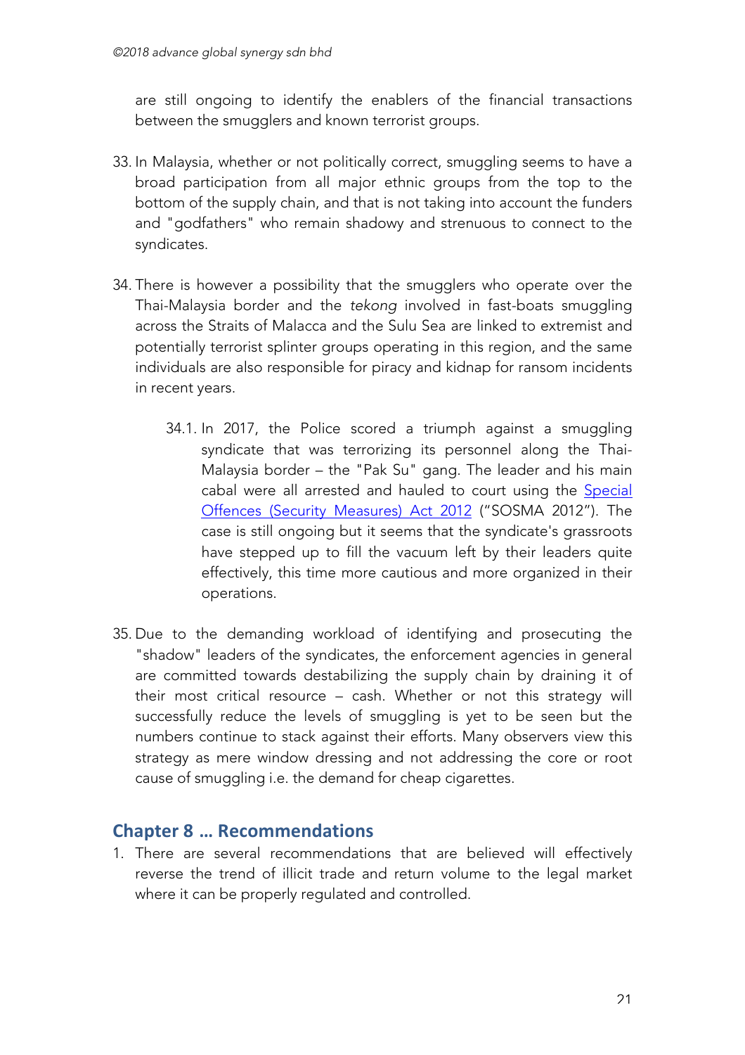are still ongoing to identify the enablers of the financial transactions between the smugglers and known terrorist groups.

33. In Malaysia, whether or not politically correct, smuggling seems to have a broad participation from all major ethnic groups from the top to the bottom of the supply chain, and that is not taking into account the funders and "godfathers" who remain shadowy and strenuous to connect to the syndicates.

34. There is however a possibility that the smugglers who operate over the Thai-Malaysia border and the *tekong* involved in fast-boats smuggling across the Straits of Malacca and the Sulu Sea are linked to extremist and potentially terrorist splinter groups operating in this region, and the same individuals are also responsible for piracy and kidnap for ransom incidents in recent years.

    34.1. In 2017, the Police scored a triumph against a smuggling syndicate that was terrorizing its personnel along the Thai-Malaysia border – the "Pak Su" gang. The leader and his main cabal were all arrested and hauled to court using the Special Offences (Security Measures) Act 2012 ("SOSMA 2012"). The case is still ongoing but it seems that the syndicate's grassroots have stepped up to fill the vacuum left by their leaders quite effectively, this time more cautious and more organized in their operations.

35. Due to the demanding workload of identifying and prosecuting the "shadow" leaders of the syndicates, the enforcement agencies in general are committed towards destabilizing the supply chain by draining it of their most critical resource – cash. Whether or not this strategy will successfully reduce the levels of smuggling is yet to be seen but the numbers continue to stack against their efforts. Many observers view this strategy as mere window dressing and not addressing the core or root cause of smuggling i.e. the demand for cheap cigarettes.

## Chapter 8 … Recommendations

1. There are several recommendations that are believed will effectively reverse the trend of illicit trade and return volume to the legal market where it can be properly regulated and controlled.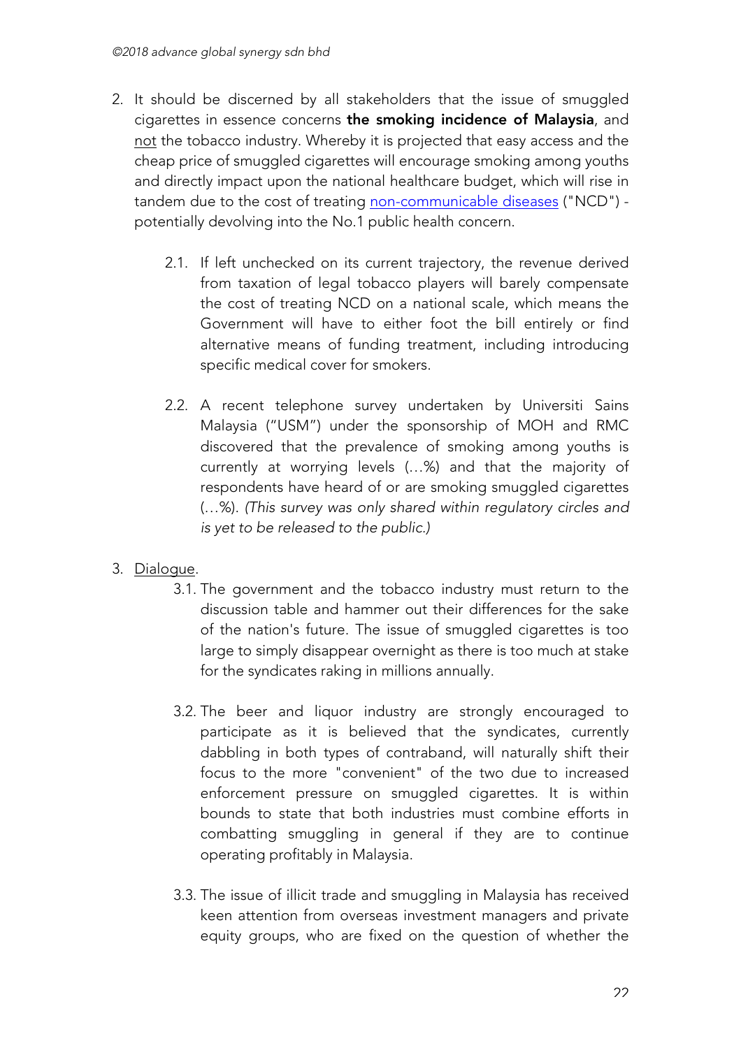2. It should be discerned by all stakeholders that the issue of smuggled cigarettes in essence concerns **the smoking incidence of Malaysia**, and not the tobacco industry. Whereby it is projected that easy access and the cheap price of smuggled cigarettes will encourage smoking among youths and directly impact upon the national healthcare budget, which will rise in tandem due to the cost of treating non-communicable diseases ("NCD") - potentially devolving into the No.1 public health concern.

    2.1. If left unchecked on its current trajectory, the revenue derived from taxation of legal tobacco players will barely compensate the cost of treating NCD on a national scale, which means the Government will have to either foot the bill entirely or find alternative means of funding treatment, including introducing specific medical cover for smokers.

    2.2. A recent telephone survey undertaken by Universiti Sains Malaysia ("USM") under the sponsorship of MOH and RMC discovered that the prevalence of smoking among youths is currently at worrying levels (…%) and that the majority of respondents have heard of or are smoking smuggled cigarettes (…%). *(This survey was only shared within regulatory circles and is yet to be released to the public.)*

3. Dialogue.

    3.1. The government and the tobacco industry must return to the discussion table and hammer out their differences for the sake of the nation's future. The issue of smuggled cigarettes is too large to simply disappear overnight as there is too much at stake for the syndicates raking in millions annually.

    3.2. The beer and liquor industry are strongly encouraged to participate as it is believed that the syndicates, currently dabbling in both types of contraband, will naturally shift their focus to the more "convenient" of the two due to increased enforcement pressure on smuggled cigarettes. It is within bounds to state that both industries must combine efforts in combatting smuggling in general if they are to continue operating profitably in Malaysia.

    3.3. The issue of illicit trade and smuggling in Malaysia has received keen attention from overseas investment managers and private equity groups, who are fixed on the question of whether the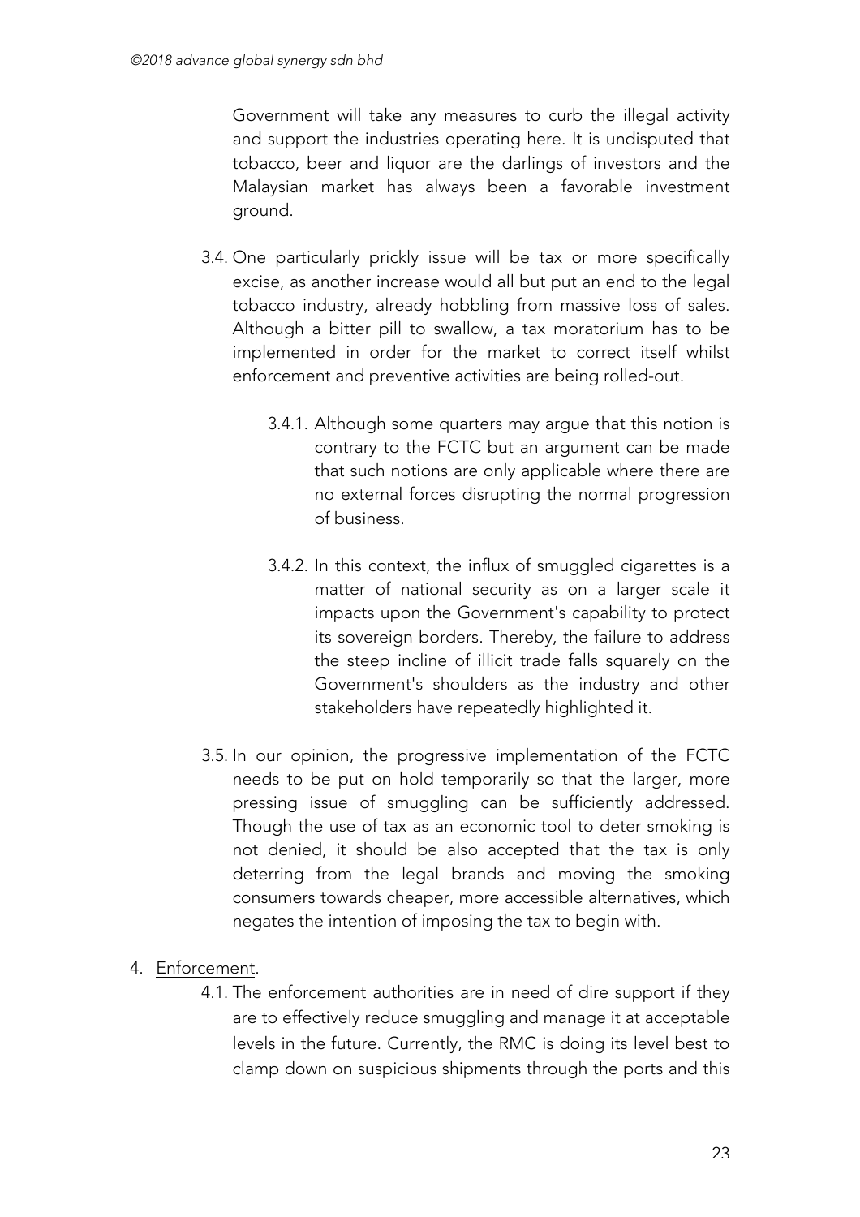Government will take any measures to curb the illegal activity and support the industries operating here. It is undisputed that tobacco, beer and liquor are the darlings of investors and the Malaysian market has always been a favorable investment ground.

3.4. One particularly prickly issue will be tax or more specifically excise, as another increase would all but put an end to the legal tobacco industry, already hobbling from massive loss of sales. Although a bitter pill to swallow, a tax moratorium has to be implemented in order for the market to correct itself whilst enforcement and preventive activities are being rolled-out.

   3.4.1. Although some quarters may argue that this notion is contrary to the FCTC but an argument can be made that such notions are only applicable where there are no external forces disrupting the normal progression of business.

   3.4.2. In this context, the influx of smuggled cigarettes is a matter of national security as on a larger scale it impacts upon the Government's capability to protect its sovereign borders. Thereby, the failure to address the steep incline of illicit trade falls squarely on the Government's shoulders as the industry and other stakeholders have repeatedly highlighted it.

3.5. In our opinion, the progressive implementation of the FCTC needs to be put on hold temporarily so that the larger, more pressing issue of smuggling can be sufficiently addressed. Though the use of tax as an economic tool to deter smoking is not denied, it should be also accepted that the tax is only deterring from the legal brands and moving the smoking consumers towards cheaper, more accessible alternatives, which negates the intention of imposing the tax to begin with.

4. <u>Enforcement</u>.

   4.1. The enforcement authorities are in need of dire support if they are to effectively reduce smuggling and manage it at acceptable levels in the future. Currently, the RMC is doing its level best to clamp down on suspicious shipments through the ports and this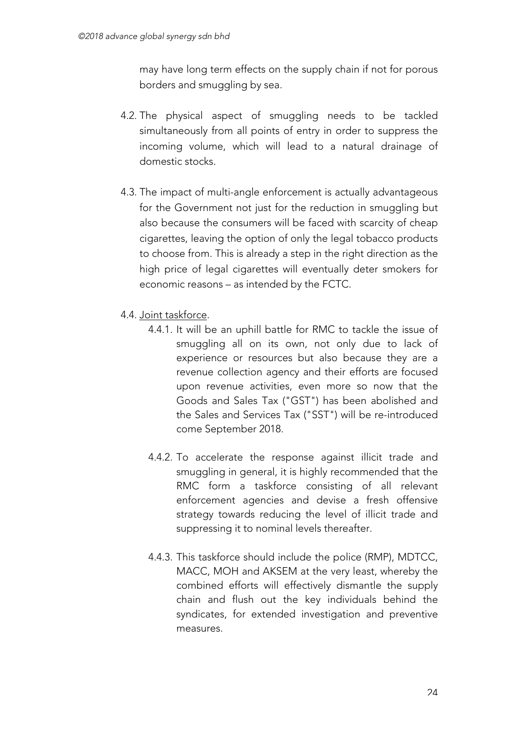may have long term effects on the supply chain if not for porous borders and smuggling by sea.

4.2. The physical aspect of smuggling needs to be tackled simultaneously from all points of entry in order to suppress the incoming volume, which will lead to a natural drainage of domestic stocks.

4.3. The impact of multi-angle enforcement is actually advantageous for the Government not just for the reduction in smuggling but also because the consumers will be faced with scarcity of cheap cigarettes, leaving the option of only the legal tobacco products to choose from. This is already a step in the right direction as the high price of legal cigarettes will eventually deter smokers for economic reasons – as intended by the FCTC.

4.4. Joint taskforce.

4.4.1. It will be an uphill battle for RMC to tackle the issue of smuggling all on its own, not only due to lack of experience or resources but also because they are a revenue collection agency and their efforts are focused upon revenue activities, even more so now that the Goods and Sales Tax ("GST") has been abolished and the Sales and Services Tax ("SST") will be re-introduced come September 2018.

4.4.2. To accelerate the response against illicit trade and smuggling in general, it is highly recommended that the RMC form a taskforce consisting of all relevant enforcement agencies and devise a fresh offensive strategy towards reducing the level of illicit trade and suppressing it to nominal levels thereafter.

4.4.3. This taskforce should include the police (RMP), MDTCC, MACC, MOH and AKSEM at the very least, whereby the combined efforts will effectively dismantle the supply chain and flush out the key individuals behind the syndicates, for extended investigation and preventive measures.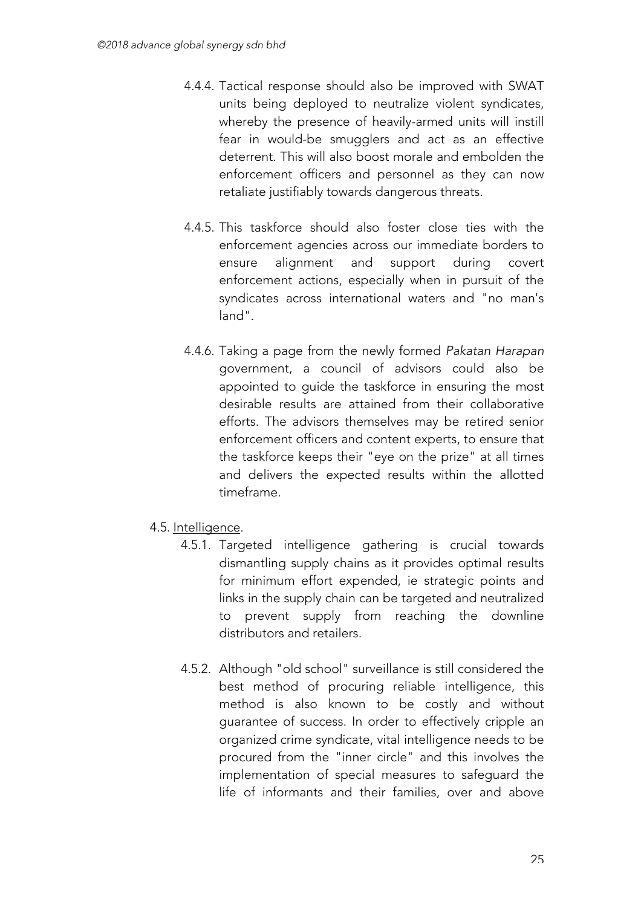4.4.4. Tactical response should also be improved with SWAT units being deployed to neutralize violent syndicates, whereby the presence of heavily-armed units will instill fear in would-be smugglers and act as an effective deterrent. This will also boost morale and embolden the enforcement officers and personnel as they can now retaliate justifiably towards dangerous threats.

4.4.5. This taskforce should also foster close ties with the enforcement agencies across our immediate borders to ensure alignment and support during covert enforcement actions, especially when in pursuit of the syndicates across international waters and "no man's land".

4.4.6. Taking a page from the newly formed *Pakatan Harapan* government, a council of advisors could also be appointed to guide the taskforce in ensuring the most desirable results are attained from their collaborative efforts. The advisors themselves may be retired senior enforcement officers and content experts, to ensure that the taskforce keeps their "eye on the prize" at all times and delivers the expected results within the allotted timeframe.

4.5. <u>Intelligence</u>.

4.5.1. Targeted intelligence gathering is crucial towards dismantling supply chains as it provides optimal results for minimum effort expended, ie strategic points and links in the supply chain can be targeted and neutralized to prevent supply from reaching the downline distributors and retailers.

4.5.2. Although "old school" surveillance is still considered the best method of procuring reliable intelligence, this method is also known to be costly and without guarantee of success. In order to effectively cripple an organized crime syndicate, vital intelligence needs to be procured from the "inner circle" and this involves the implementation of special measures to safeguard the life of informants and their families, over and above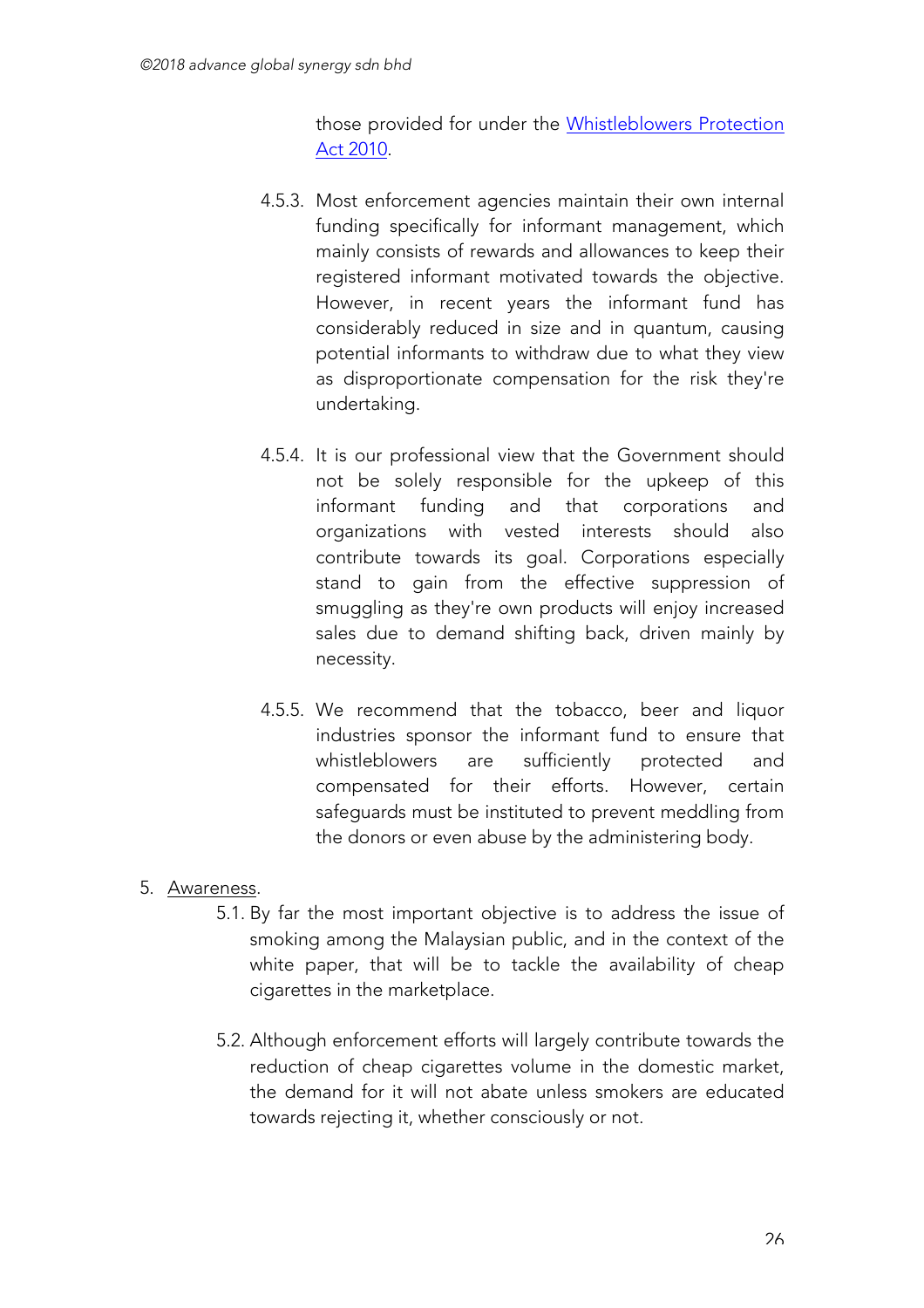those provided for under the [Whistleblowers Protection Act 2010](Whistleblowers Protection Act 2010).

4.5.3. Most enforcement agencies maintain their own internal funding specifically for informant management, which mainly consists of rewards and allowances to keep their registered informant motivated towards the objective. However, in recent years the informant fund has considerably reduced in size and in quantum, causing potential informants to withdraw due to what they view as disproportionate compensation for the risk they're undertaking.

4.5.4. It is our professional view that the Government should not be solely responsible for the upkeep of this informant funding and that corporations and organizations with vested interests should also contribute towards its goal. Corporations especially stand to gain from the effective suppression of smuggling as they're own products will enjoy increased sales due to demand shifting back, driven mainly by necessity.

4.5.5. We recommend that the tobacco, beer and liquor industries sponsor the informant fund to ensure that whistleblowers are sufficiently protected and compensated for their efforts. However, certain safeguards must be instituted to prevent meddling from the donors or even abuse by the administering body.

5. <u>Awareness</u>.

5.1. By far the most important objective is to address the issue of smoking among the Malaysian public, and in the context of the white paper, that will be to tackle the availability of cheap cigarettes in the marketplace.

5.2. Although enforcement efforts will largely contribute towards the reduction of cheap cigarettes volume in the domestic market, the demand for it will not abate unless smokers are educated towards rejecting it, whether consciously or not.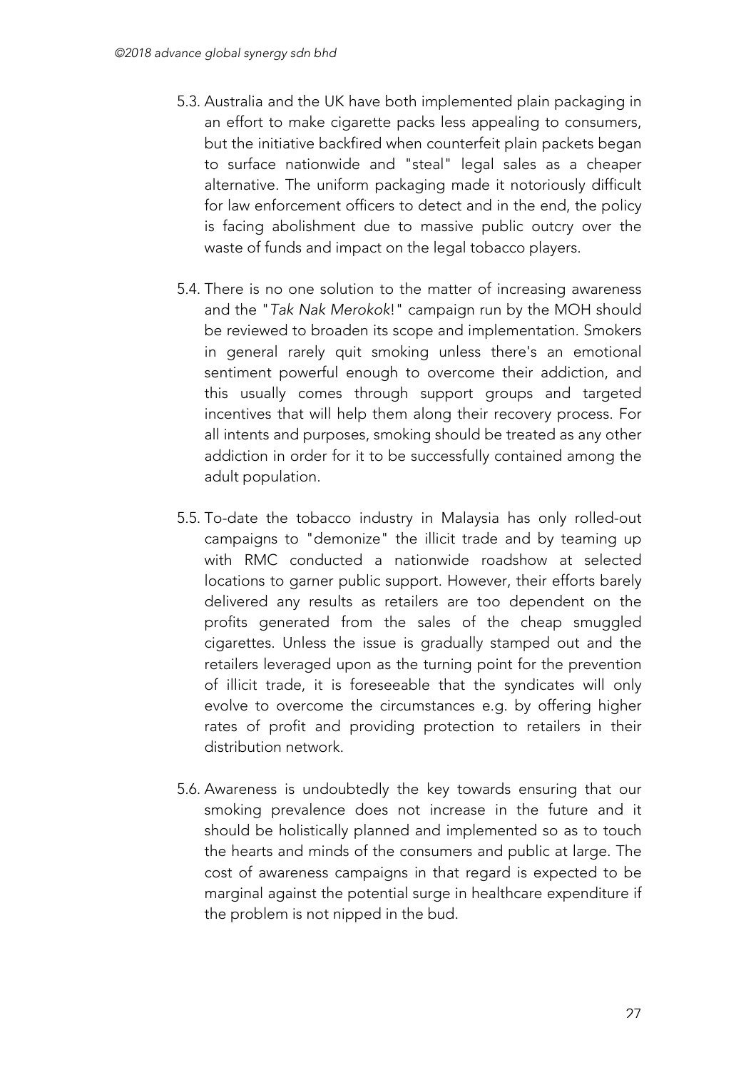5.3. Australia and the UK have both implemented plain packaging in an effort to make cigarette packs less appealing to consumers, but the initiative backfired when counterfeit plain packets began to surface nationwide and "steal" legal sales as a cheaper alternative. The uniform packaging made it notoriously difficult for law enforcement officers to detect and in the end, the policy is facing abolishment due to massive public outcry over the waste of funds and impact on the legal tobacco players.

5.4. There is no one solution to the matter of increasing awareness and the "*Tak Nak Merokok*!" campaign run by the MOH should be reviewed to broaden its scope and implementation. Smokers in general rarely quit smoking unless there's an emotional sentiment powerful enough to overcome their addiction, and this usually comes through support groups and targeted incentives that will help them along their recovery process. For all intents and purposes, smoking should be treated as any other addiction in order for it to be successfully contained among the adult population.

5.5. To-date the tobacco industry in Malaysia has only rolled-out campaigns to "demonize" the illicit trade and by teaming up with RMC conducted a nationwide roadshow at selected locations to garner public support. However, their efforts barely delivered any results as retailers are too dependent on the profits generated from the sales of the cheap smuggled cigarettes. Unless the issue is gradually stamped out and the retailers leveraged upon as the turning point for the prevention of illicit trade, it is foreseeable that the syndicates will only evolve to overcome the circumstances e.g. by offering higher rates of profit and providing protection to retailers in their distribution network.

5.6. Awareness is undoubtedly the key towards ensuring that our smoking prevalence does not increase in the future and it should be holistically planned and implemented so as to touch the hearts and minds of the consumers and public at large. The cost of awareness campaigns in that regard is expected to be marginal against the potential surge in healthcare expenditure if the problem is not nipped in the bud.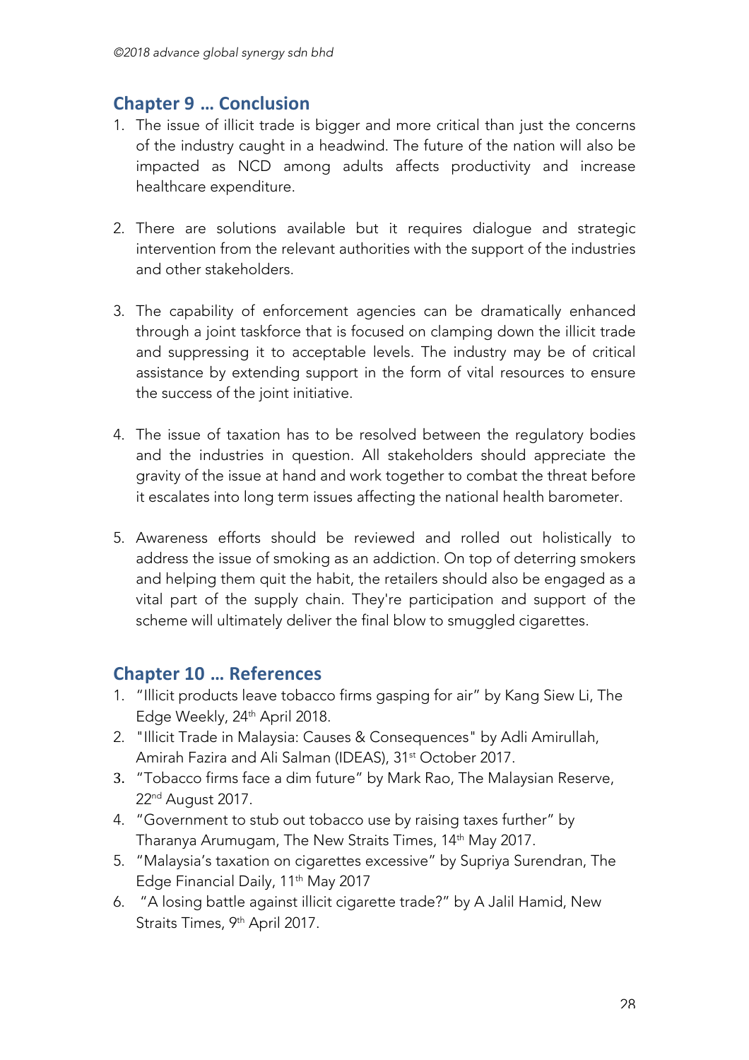## Chapter 9 … Conclusion

1. The issue of illicit trade is bigger and more critical than just the concerns of the industry caught in a headwind. The future of the nation will also be impacted as NCD among adults affects productivity and increase healthcare expenditure.

2. There are solutions available but it requires dialogue and strategic intervention from the relevant authorities with the support of the industries and other stakeholders.

3. The capability of enforcement agencies can be dramatically enhanced through a joint taskforce that is focused on clamping down the illicit trade and suppressing it to acceptable levels. The industry may be of critical assistance by extending support in the form of vital resources to ensure the success of the joint initiative.

4. The issue of taxation has to be resolved between the regulatory bodies and the industries in question. All stakeholders should appreciate the gravity of the issue at hand and work together to combat the threat before it escalates into long term issues affecting the national health barometer.

5. Awareness efforts should be reviewed and rolled out holistically to address the issue of smoking as an addiction. On top of deterring smokers and helping them quit the habit, the retailers should also be engaged as a vital part of the supply chain. They're participation and support of the scheme will ultimately deliver the final blow to smuggled cigarettes.

## Chapter 10 … References

1. "Illicit products leave tobacco firms gasping for air" by Kang Siew Li, The Edge Weekly, 24th April 2018.
2. "Illicit Trade in Malaysia: Causes & Consequences" by Adli Amirullah, Amirah Fazira and Ali Salman (IDEAS), 31st October 2017.
3. "Tobacco firms face a dim future" by Mark Rao, The Malaysian Reserve, 22nd August 2017.
4. "Government to stub out tobacco use by raising taxes further" by Tharanya Arumugam, The New Straits Times, 14th May 2017.
5. "Malaysia's taxation on cigarettes excessive" by Supriya Surendran, The Edge Financial Daily, 11th May 2017
6. "A losing battle against illicit cigarette trade?" by A Jalil Hamid, New Straits Times, 9th April 2017.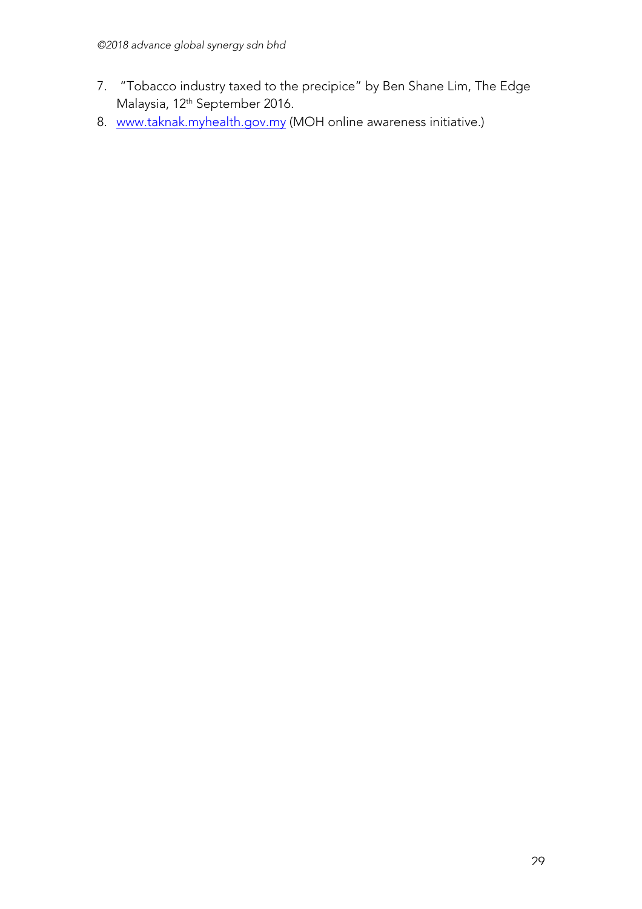7. "Tobacco industry taxed to the precipice" by Ben Shane Lim, The Edge Malaysia, 12th September 2016.
8. www.taknak.myhealth.gov.my (MOH online awareness initiative.)